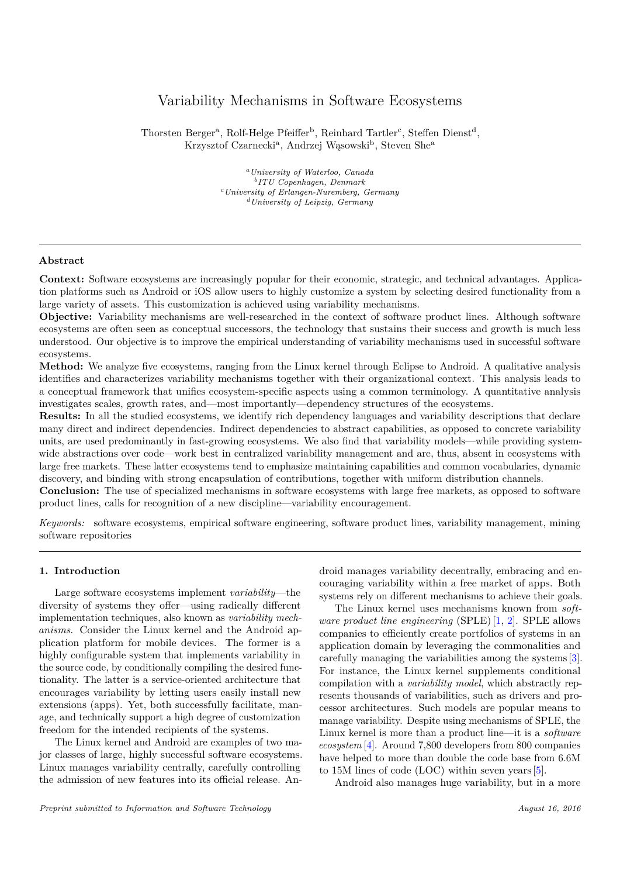# Variability Mechanisms in Software Ecosystems

Thorsten Berger[a], Rolf-Helge Pfeiffer[b], Reinhard Tartler[c], Steffen Dienst[d], Krzysztof Czarnecki[a], Andrzej Wąsowski[b], Steven She[a]

[a]*University of Waterloo, Canada*
[b]*ITU Copenhagen, Denmark*
[c]*University of Erlangen-Nuremberg, Germany*
[d]*University of Leipzig, Germany*

---

## Abstract

**Context:** Software ecosystems are increasingly popular for their economic, strategic, and technical advantages. Application platforms such as Android or iOS allow users to highly customize a system by selecting desired functionality from a large variety of assets. This customization is achieved using variability mechanisms.

**Objective:** Variability mechanisms are well-researched in the context of software product lines. Although software ecosystems are often seen as conceptual successors, the technology that sustains their success and growth is much less understood. Our objective is to improve the empirical understanding of variability mechanisms used in successful software ecosystems.

**Method:** We analyze five ecosystems, ranging from the Linux kernel through Eclipse to Android. A qualitative analysis identifies and characterizes variability mechanisms together with their organizational context. This analysis leads to a conceptual framework that unifies ecosystem-specific aspects using a common terminology. A quantitative analysis investigates scales, growth rates, and—most importantly—dependency structures of the ecosystems.

**Results:** In all the studied ecosystems, we identify rich dependency languages and variability descriptions that declare many direct and indirect dependencies. Indirect dependencies to abstract capabilities, as opposed to concrete variability units, are used predominantly in fast-growing ecosystems. We also find that variability models—while providing system-wide abstractions over code—work best in centralized variability management and are, thus, absent in ecosystems with large free markets. These latter ecosystems tend to emphasize maintaining capabilities and common vocabularies, dynamic discovery, and binding with strong encapsulation of contributions, together with uniform distribution channels.

**Conclusion:** The use of specialized mechanisms in software ecosystems with large free markets, as opposed to software product lines, calls for recognition of a new discipline—variability encouragement.

*Keywords:* software ecosystems, empirical software engineering, software product lines, variability management, mining software repositories

---

## 1. Introduction

Large software ecosystems implement *variability*—the diversity of systems they offer—using radically different implementation techniques, also known as *variability mechanisms*. Consider the Linux kernel and the Android application platform for mobile devices. The former is a highly configurable system that implements variability in the source code, by conditionally compiling the desired functionality. The latter is a service-oriented architecture that encourages variability by letting users easily install new extensions (apps). Yet, both successfully facilitate, manage, and technically support a high degree of customization freedom for the intended recipients of the systems.

The Linux kernel and Android are examples of two major classes of large, highly successful software ecosystems. Linux manages variability centrally, carefully controlling the admission of new features into its official release. Android manages variability decentrally, embracing and encouraging variability within a free market of apps. Both systems rely on different mechanisms to achieve their goals.

The Linux kernel uses mechanisms known from *software product line engineering* (SPLE) [1, 2]. SPLE allows companies to efficiently create portfolios of systems in an application domain by leveraging the commonalities and carefully managing the variabilities among the systems [3]. For instance, the Linux kernel supplements conditional compilation with a *variability model*, which abstractly represents thousands of variabilities, such as drivers and processor architectures. Such models are popular means to manage variability. Despite using mechanisms of SPLE, the Linux kernel is more than a product line—it is a *software ecosystem* [4]. Around 7,800 developers from 800 companies have helped to more than double the code base from 6.6M to 15M lines of code (LOC) within seven years [5].

Android also manages huge variability, but in a more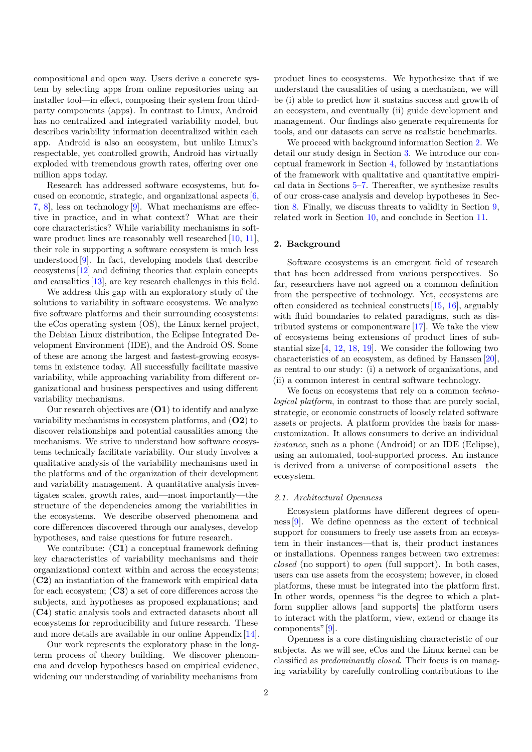compositional and open way. Users derive a concrete system by selecting apps from online repositories using an installer tool—in effect, composing their system from third-party components (apps). In contrast to Linux, Android has no centralized and integrated variability model, but describes variability information decentralized within each app. Android is also an ecosystem, but unlike Linux's respectable, yet controlled growth, Android has virtually exploded with tremendous growth rates, offering over one million apps today.

Research has addressed software ecosystems, but focused on economic, strategic, and organizational aspects [6, 7, 8], less on technology [9]. What mechanisms are effective in practice, and in what context? What are their core characteristics? While variability mechanisms in software product lines are reasonably well researched [10, 11], their role in supporting a software ecosystem is much less understood [9]. In fact, developing models that describe ecosystems [12] and defining theories that explain concepts and causalities [13], are key research challenges in this field.

We address this gap with an exploratory study of the solutions to variability in software ecosystems. We analyze five software platforms and their surrounding ecosystems: the eCos operating system (OS), the Linux kernel project, the Debian Linux distribution, the Eclipse Integrated Development Environment (IDE), and the Android OS. Some of these are among the largest and fastest-growing ecosystems in existence today. All successfully facilitate massive variability, while approaching variability from different organizational and business perspectives and using different variability mechanisms.

Our research objectives are (**O1**) to identify and analyze variability mechanisms in ecosystem platforms, and (**O2**) to discover relationships and potential causalities among the mechanisms. We strive to understand how software ecosystems technically facilitate variability. Our study involves a qualitative analysis of the variability mechanisms used in the platforms and of the organization of their development and variability management. A quantitative analysis investigates scales, growth rates, and—most importantly—the structure of the dependencies among the variabilities in the ecosystems. We describe observed phenomena and core differences discovered through our analyses, develop hypotheses, and raise questions for future research.

We contribute: (**C1**) a conceptual framework defining key characteristics of variability mechanisms and their organizational context within and across the ecosystems; (**C2**) an instantiation of the framework with empirical data for each ecosystem; (**C3**) a set of core differences across the subjects, and hypotheses as proposed explanations; and (**C4**) static analysis tools and extracted datasets about all ecosystems for reproducibility and future research. These and more details are available in our online Appendix [14].

Our work represents the exploratory phase in the long-term process of theory building. We discover phenomena and develop hypotheses based on empirical evidence, widening our understanding of variability mechanisms from product lines to ecosystems. We hypothesize that if we understand the causalities of using a mechanism, we will be (i) able to predict how it sustains success and growth of an ecosystem, and eventually (ii) guide development and management. Our findings also generate requirements for tools, and our datasets can serve as realistic benchmarks.

We proceed with background information Section 2. We detail our study design in Section 3. We introduce our conceptual framework in Section 4, followed by instantiations of the framework with qualitative and quantitative empirical data in Sections 5–7. Thereafter, we synthesize results of our cross-case analysis and develop hypotheses in Section 8. Finally, we discuss threats to validity in Section 9, related work in Section 10, and conclude in Section 11.

## 2. Background

Software ecosystems is an emergent field of research that has been addressed from various perspectives. So far, researchers have not agreed on a common definition from the perspective of technology. Yet, ecosystems are often considered as technical constructs [15, 16], arguably with fluid boundaries to related paradigms, such as distributed systems or componentware [17]. We take the view of ecosystems being extensions of product lines of substantial size [4, 12, 18, 19]. We consider the following two characteristics of an ecosystem, as defined by Hanssen [20], as central to our study: (i) a network of organizations, and (ii) a common interest in central software technology.

We focus on ecosystems that rely on a common *technological platform*, in contrast to those that are purely social, strategic, or economic constructs of loosely related software assets or projects. A platform provides the basis for mass-customization. It allows consumers to derive an individual *instance*, such as a phone (Android) or an IDE (Eclipse), using an automated, tool-supported process. An instance is derived from a universe of compositional assets—the ecosystem.

### 2.1. Architectural Openness

Ecosystem platforms have different degrees of openness [9]. We define openness as the extent of technical support for consumers to freely use assets from an ecosystem in their instances—that is, their product instances or installations. Openness ranges between two extremes: *closed* (no support) to *open* (full support). In both cases, users can use assets from the ecosystem; however, in closed platforms, these must be integrated into the platform first. In other words, openness "is the degree to which a platform supplier allows [and supports] the platform users to interact with the platform, view, extend or change its components" [9].

Openness is a core distinguishing characteristic of our subjects. As we will see, eCos and the Linux kernel can be classified as *predominantly closed*. Their focus is on managing variability by carefully controlling contributions to the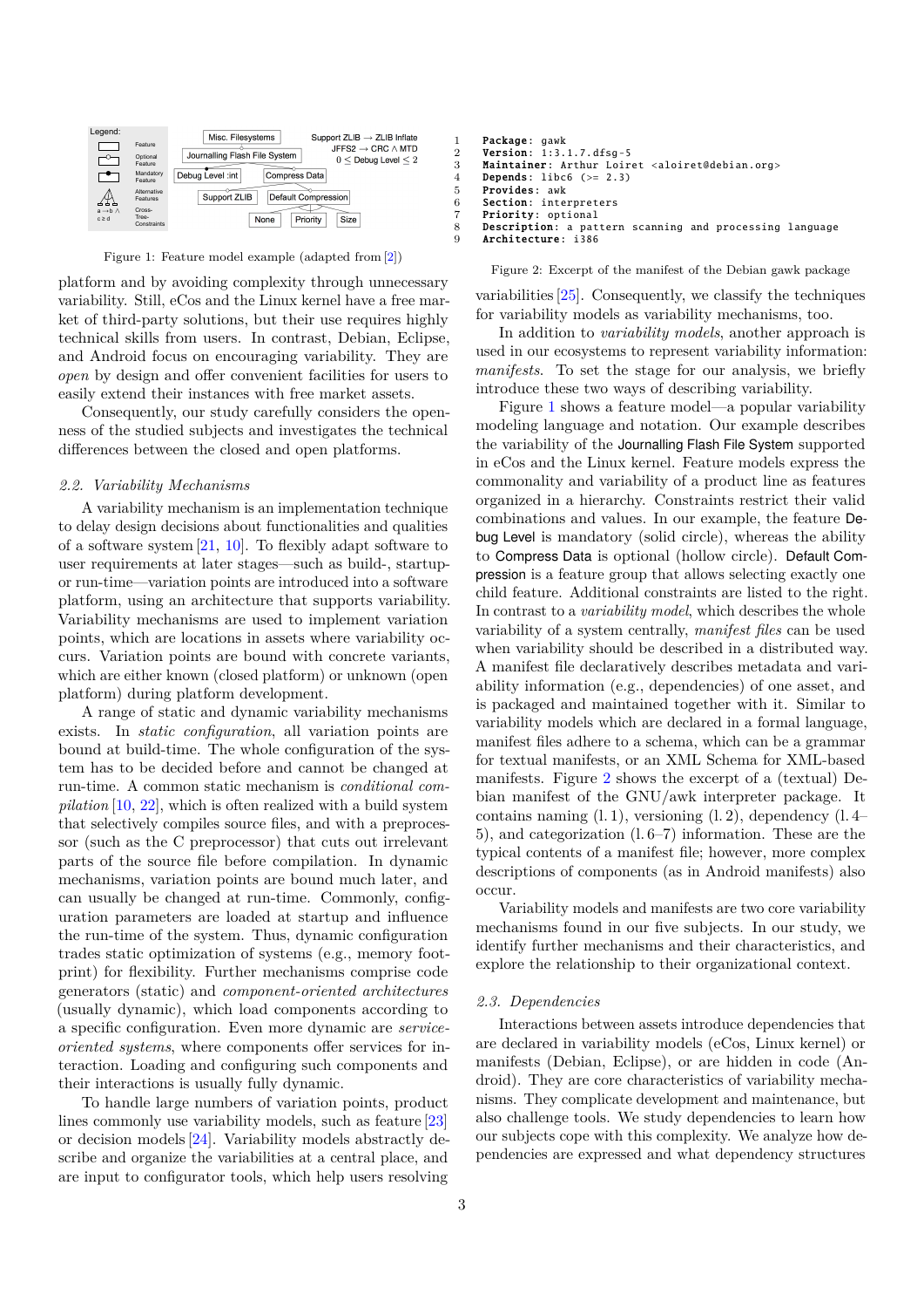Legend:
Feature
Optional Feature
Mandatory Feature
Alternative Features
Cross-Tree-Constraints

Misc. Filesystems
Journalling Flash File System
Debug Level :int
Compress Data
Support ZLIB
Default Compression
None
Priority
Size

Support ZLIB → ZLIB Inflate
JFFS2 → CRC ∧ MTD
0 ≤ Debug Level ≤ 2

Figure 1: Feature model example (adapted from [2])

```
1  Package: gawk
2  Version: 1:3.1.7.dfsg-5
3  Maintainer: Arthur Loiret <aloiret@debian.org>
4  Depends: libc6 (>= 2.3)
5  Provides: awk
6  Section: interpreters
7  Priority: optional
8  Description: a pattern scanning and processing language
9  Architecture: i386
```

Figure 2: Excerpt of the manifest of the Debian gawk package

platform and by avoiding complexity through unnecessary variability. Still, eCos and the Linux kernel have a free market of third-party solutions, but their use requires highly technical skills from users. In contrast, Debian, Eclipse, and Android focus on encouraging variability. They are *open* by design and offer convenient facilities for users to easily extend their instances with free market assets.

Consequently, our study carefully considers the openness of the studied subjects and investigates the technical differences between the closed and open platforms.

### 2.2. Variability Mechanisms

A variability mechanism is an implementation technique to delay design decisions about functionalities and qualities of a software system [21, 10]. To flexibly adapt software to user requirements at later stages—such as build-, startup-or run-time—variation points are introduced into a software platform, using an architecture that supports variability. Variability mechanisms are used to implement variation points, which are locations in assets where variability occurs. Variation points are bound with concrete variants, which are either known (closed platform) or unknown (open platform) during platform development.

A range of static and dynamic variability mechanisms exists. In *static configuration*, all variation points are bound at build-time. The whole configuration of the system has to be decided before and cannot be changed at run-time. A common static mechanism is *conditional compilation* [10, 22], which is often realized with a build system that selectively compiles source files, and with a preprocessor (such as the C preprocessor) that cuts out irrelevant parts of the source file before compilation. In dynamic mechanisms, variation points are bound much later, and can usually be changed at run-time. Commonly, configuration parameters are loaded at startup and influence the run-time of the system. Thus, dynamic configuration trades static optimization of systems (e.g., memory footprint) for flexibility. Further mechanisms comprise code generators (static) and *component-oriented architectures* (usually dynamic), which load components according to a specific configuration. Even more dynamic are *service-oriented systems*, where components offer services for interaction. Loading and configuring such components and their interactions is usually fully dynamic.

To handle large numbers of variation points, product lines commonly use variability models, such as feature [23] or decision models [24]. Variability models abstractly describe and organize the variabilities at a central place, and are input to configurator tools, which help users resolving variabilities [25]. Consequently, we classify the techniques for variability models as variability mechanisms, too.

In addition to *variability models*, another approach is used in our ecosystems to represent variability information: *manifests*. To set the stage for our analysis, we briefly introduce these two ways of describing variability.

Figure 1 shows a feature model—a popular variability modeling language and notation. Our example describes the variability of the Journalling Flash File System supported in eCos and the Linux kernel. Feature models express the commonality and variability of a product line as features organized in a hierarchy. Constraints restrict their valid combinations and values. In our example, the feature Debug Level is mandatory (solid circle), whereas the ability to Compress Data is optional (hollow circle). Default Compression is a feature group that allows selecting exactly one child feature. Additional constraints are listed to the right. In contrast to a *variability model*, which describes the whole variability of a system centrally, *manifest files* can be used when variability should be described in a distributed way. A manifest file declaratively describes metadata and variability information (e.g., dependencies) of one asset, and is packaged and maintained together with it. Similar to variability models which are declared in a formal language, manifest files adhere to a schema, which can be a grammar for textual manifests, or an XML Schema for XML-based manifests. Figure 2 shows the excerpt of a (textual) Debian manifest of the GNU/awk interpreter package. It contains naming (l. 1), versioning (l. 2), dependency (l. 4–5), and categorization (l. 6–7) information. These are the typical contents of a manifest file; however, more complex descriptions of components (as in Android manifests) also occur.

Variability models and manifests are two core variability mechanisms found in our five subjects. In our study, we identify further mechanisms and their characteristics, and explore the relationship to their organizational context.

### 2.3. Dependencies

Interactions between assets introduce dependencies that are declared in variability models (eCos, Linux kernel) or manifests (Debian, Eclipse), or are hidden in code (Android). They are core characteristics of variability mechanisms. They complicate development and maintenance, but also challenge tools. We study dependencies to learn how our subjects cope with this complexity. We analyze how dependencies are expressed and what dependency structures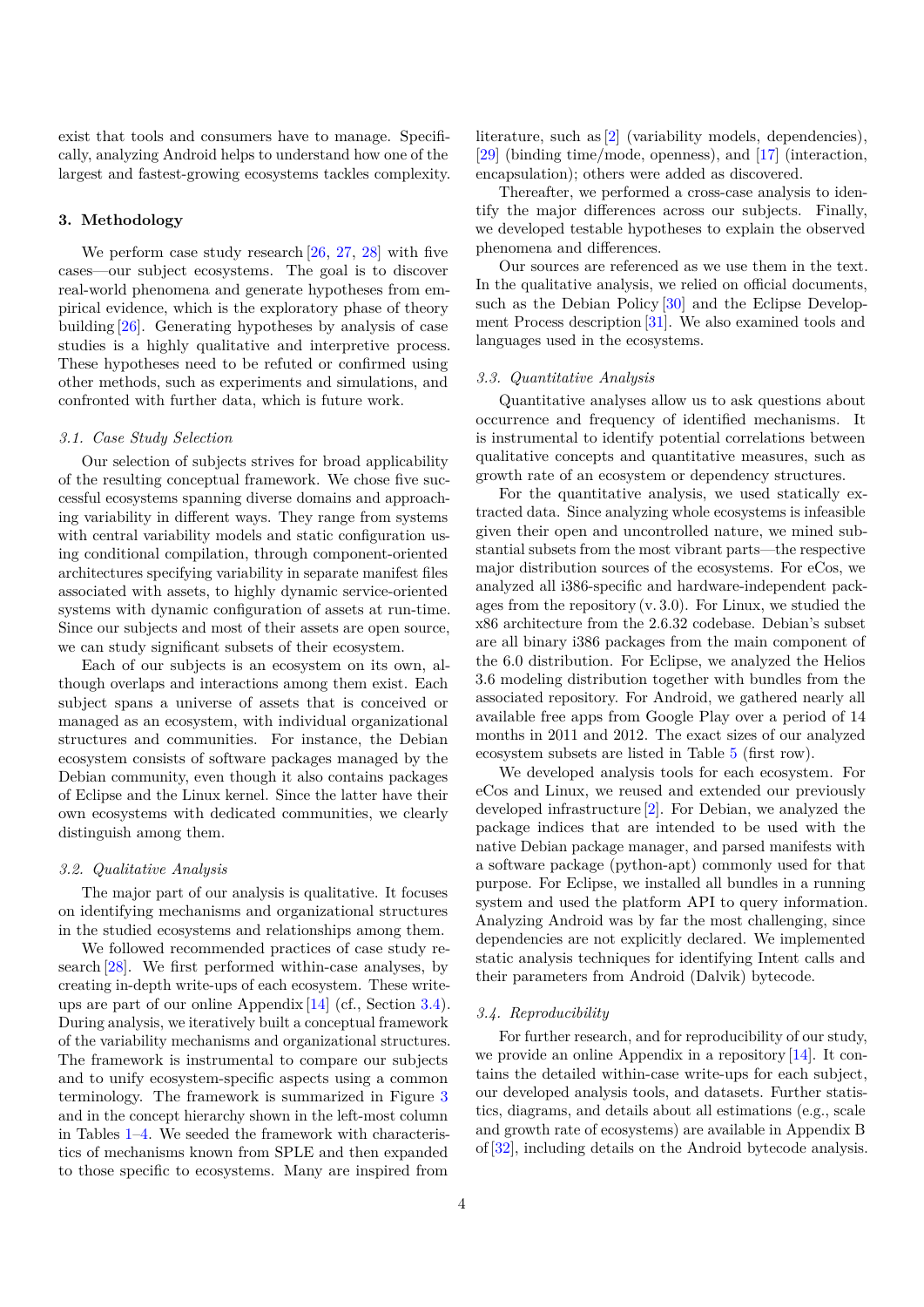exist that tools and consumers have to manage. Specifically, analyzing Android helps to understand how one of the largest and fastest-growing ecosystems tackles complexity.

## 3. Methodology

We perform case study research [26, 27, 28] with five cases—our subject ecosystems. The goal is to discover real-world phenomena and generate hypotheses from empirical evidence, which is the exploratory phase of theory building [26]. Generating hypotheses by analysis of case studies is a highly qualitative and interpretive process. These hypotheses need to be refuted or confirmed using other methods, such as experiments and simulations, and confronted with further data, which is future work.

### 3.1. Case Study Selection

Our selection of subjects strives for broad applicability of the resulting conceptual framework. We chose five successful ecosystems spanning diverse domains and approaching variability in different ways. They range from systems with central variability models and static configuration using conditional compilation, through component-oriented architectures specifying variability in separate manifest files associated with assets, to highly dynamic service-oriented systems with dynamic configuration of assets at run-time. Since our subjects and most of their assets are open source, we can study significant subsets of their ecosystem.

Each of our subjects is an ecosystem on its own, although overlaps and interactions among them exist. Each subject spans a universe of assets that is conceived or managed as an ecosystem, with individual organizational structures and communities. For instance, the Debian ecosystem consists of software packages managed by the Debian community, even though it also contains packages of Eclipse and the Linux kernel. Since the latter have their own ecosystems with dedicated communities, we clearly distinguish among them.

### 3.2. Qualitative Analysis

The major part of our analysis is qualitative. It focuses on identifying mechanisms and organizational structures in the studied ecosystems and relationships among them.

We followed recommended practices of case study research [28]. We first performed within-case analyses, by creating in-depth write-ups of each ecosystem. These write-ups are part of our online Appendix [14] (cf., Section 3.4). During analysis, we iteratively built a conceptual framework of the variability mechanisms and organizational structures. The framework is instrumental to compare our subjects and to unify ecosystem-specific aspects using a common terminology. The framework is summarized in Figure 3 and in the concept hierarchy shown in the left-most column in Tables 1–4. We seeded the framework with characteristics of mechanisms known from SPLE and then expanded to those specific to ecosystems. Many are inspired from literature, such as [2] (variability models, dependencies), [29] (binding time/mode, openness), and [17] (interaction, encapsulation); others were added as discovered.

Thereafter, we performed a cross-case analysis to identify the major differences across our subjects. Finally, we developed testable hypotheses to explain the observed phenomena and differences.

Our sources are referenced as we use them in the text. In the qualitative analysis, we relied on official documents, such as the Debian Policy [30] and the Eclipse Development Process description [31]. We also examined tools and languages used in the ecosystems.

### 3.3. Quantitative Analysis

Quantitative analyses allow us to ask questions about occurrence and frequency of identified mechanisms. It is instrumental to identify potential correlations between qualitative concepts and quantitative measures, such as growth rate of an ecosystem or dependency structures.

For the quantitative analysis, we used statically extracted data. Since analyzing whole ecosystems is infeasible given their open and uncontrolled nature, we mined substantial subsets from the most vibrant parts—the respective major distribution sources of the ecosystems. For eCos, we analyzed all i386-specific and hardware-independent packages from the repository (v. 3.0). For Linux, we studied the x86 architecture from the 2.6.32 codebase. Debian's subset are all binary i386 packages from the main component of the 6.0 distribution. For Eclipse, we analyzed the Helios 3.6 modeling distribution together with bundles from the associated repository. For Android, we gathered nearly all available free apps from Google Play over a period of 14 months in 2011 and 2012. The exact sizes of our analyzed ecosystem subsets are listed in Table 5 (first row).

We developed analysis tools for each ecosystem. For eCos and Linux, we reused and extended our previously developed infrastructure [2]. For Debian, we analyzed the package indices that are intended to be used with the native Debian package manager, and parsed manifests with a software package (python-apt) commonly used for that purpose. For Eclipse, we installed all bundles in a running system and used the platform API to query information. Analyzing Android was by far the most challenging, since dependencies are not explicitly declared. We implemented static analysis techniques for identifying Intent calls and their parameters from Android (Dalvik) bytecode.

### 3.4. Reproducibility

For further research, and for reproducibility of our study, we provide an online Appendix in a repository [14]. It contains the detailed within-case write-ups for each subject, our developed analysis tools, and datasets. Further statistics, diagrams, and details about all estimations (e.g., scale and growth rate of ecosystems) are available in Appendix B of [32], including details on the Android bytecode analysis.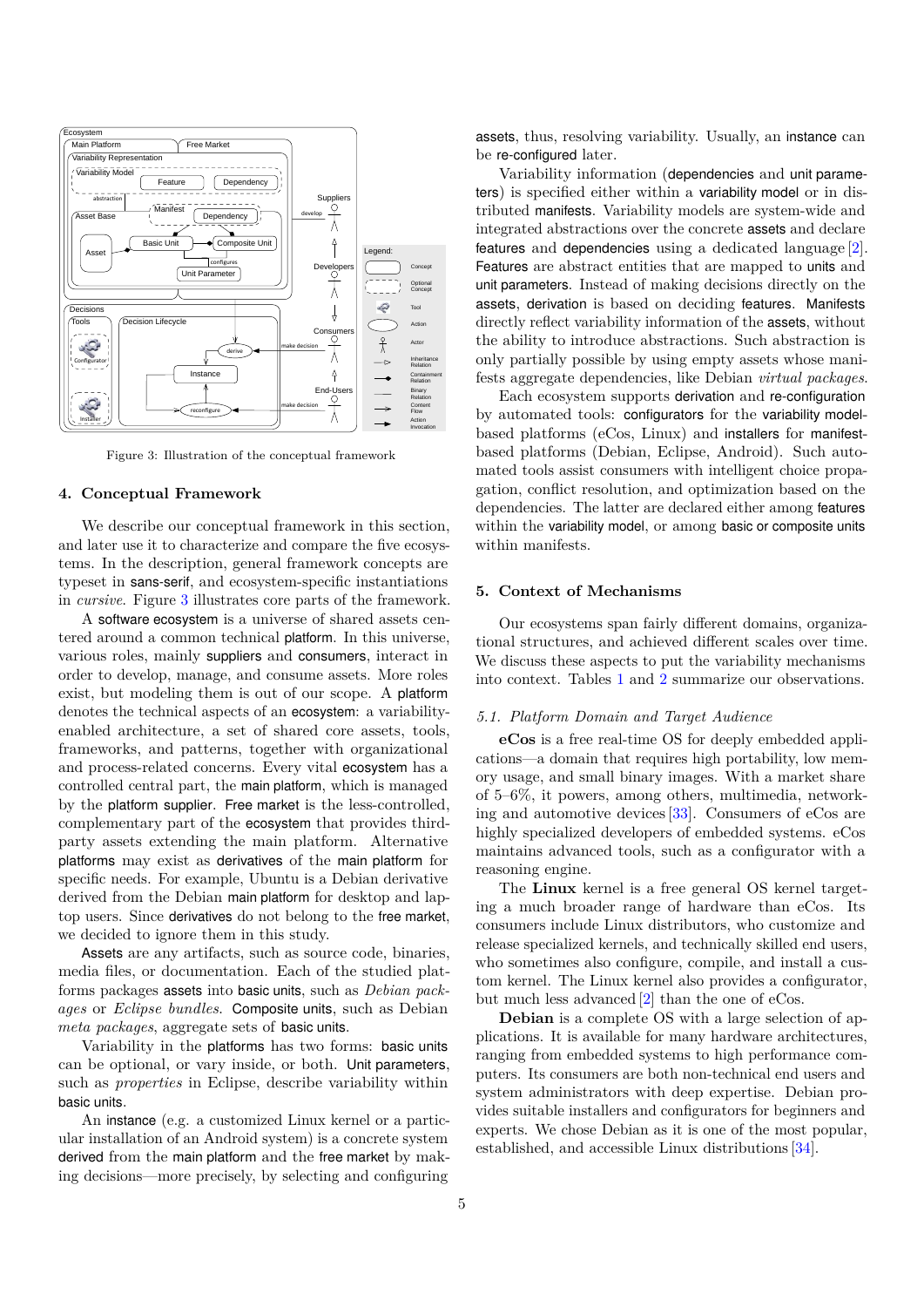Ecosystem
Main Platform
Free Market
Variability Representation
Variability Model
Feature
Dependency
abstraction
Manifest
Dependency
Asset Base
Asset
Basic Unit
Composite Unit
configures
Unit Parameter
Suppliers
develop
Developers
Consumers
End-Users
Decisions
Tools
Configurator
Installer
Decision Lifecycle
derive
Instance
reconfigure
make decision
make decision
Legend:
Concept
Optional Concept
Tool
Action
Actor
Inheritance Relation
Containment Relation
Binary Relation
Content Flow
Action Invocation

Figure 3: Illustration of the conceptual framework

## 4. Conceptual Framework

We describe our conceptual framework in this section, and later use it to characterize and compare the five ecosystems. In the description, general framework concepts are typeset in sans-serif, and ecosystem-specific instantiations in *cursive*. Figure 3 illustrates core parts of the framework.

A software ecosystem is a universe of shared assets centered around a common technical platform. In this universe, various roles, mainly suppliers and consumers, interact in order to develop, manage, and consume assets. More roles exist, but modeling them is out of our scope. A platform denotes the technical aspects of an ecosystem: a variability-enabled architecture, a set of shared core assets, tools, frameworks, and patterns, together with organizational and process-related concerns. Every vital ecosystem has a controlled central part, the main platform, which is managed by the platform supplier. Free market is the less-controlled, complementary part of the ecosystem that provides third-party assets extending the main platform. Alternative platforms may exist as derivatives of the main platform for specific needs. For example, Ubuntu is a Debian derivative derived from the Debian main platform for desktop and laptop users. Since derivatives do not belong to the free market, we decided to ignore them in this study.

Assets are any artifacts, such as source code, binaries, media files, or documentation. Each of the studied platforms packages assets into basic units, such as *Debian packages* or *Eclipse bundles*. Composite units, such as Debian *meta packages*, aggregate sets of basic units.

Variability in the platforms has two forms: basic units can be optional, or vary inside, or both. Unit parameters, such as *properties* in Eclipse, describe variability within basic units.

An instance (e.g. a customized Linux kernel or a particular installation of an Android system) is a concrete system derived from the main platform and the free market by making decisions—more precisely, by selecting and configuring assets, thus, resolving variability. Usually, an instance can be re-configured later.

Variability information (dependencies and unit parameters) is specified either within a variability model or in distributed manifests. Variability models are system-wide and integrated abstractions over the concrete assets and declare features and dependencies using a dedicated language [2]. Features are abstract entities that are mapped to units and unit parameters. Instead of making decisions directly on the assets, derivation is based on deciding features. Manifests directly reflect variability information of the assets, without the ability to introduce abstractions. Such abstraction is only partially possible by using empty assets whose manifests aggregate dependencies, like Debian *virtual packages*.

Each ecosystem supports derivation and re-configuration by automated tools: configurators for the variability model-based platforms (eCos, Linux) and installers for manifest-based platforms (Debian, Eclipse, Android). Such automated tools assist consumers with intelligent choice propagation, conflict resolution, and optimization based on the dependencies. The latter are declared either among features within the variability model, or among basic or composite units within manifests.

## 5. Context of Mechanisms

Our ecosystems span fairly different domains, organizational structures, and achieved different scales over time. We discuss these aspects to put the variability mechanisms into context. Tables 1 and 2 summarize our observations.

### 5.1. Platform Domain and Target Audience

**eCos** is a free real-time OS for deeply embedded applications—a domain that requires high portability, low memory usage, and small binary images. With a market share of 5–6%, it powers, among others, multimedia, networking and automotive devices [33]. Consumers of eCos are highly specialized developers of embedded systems. eCos maintains advanced tools, such as a configurator with a reasoning engine.

The **Linux** kernel is a free general OS kernel targeting a much broader range of hardware than eCos. Its consumers include Linux distributors, who customize and release specialized kernels, and technically skilled end users, who sometimes also configure, compile, and install a custom kernel. The Linux kernel also provides a configurator, but much less advanced [2] than the one of eCos.

**Debian** is a complete OS with a large selection of applications. It is available for many hardware architectures, ranging from embedded systems to high performance computers. Its consumers are both non-technical end users and system administrators with deep expertise. Debian provides suitable installers and configurators for beginners and experts. We chose Debian as it is one of the most popular, established, and accessible Linux distributions [34].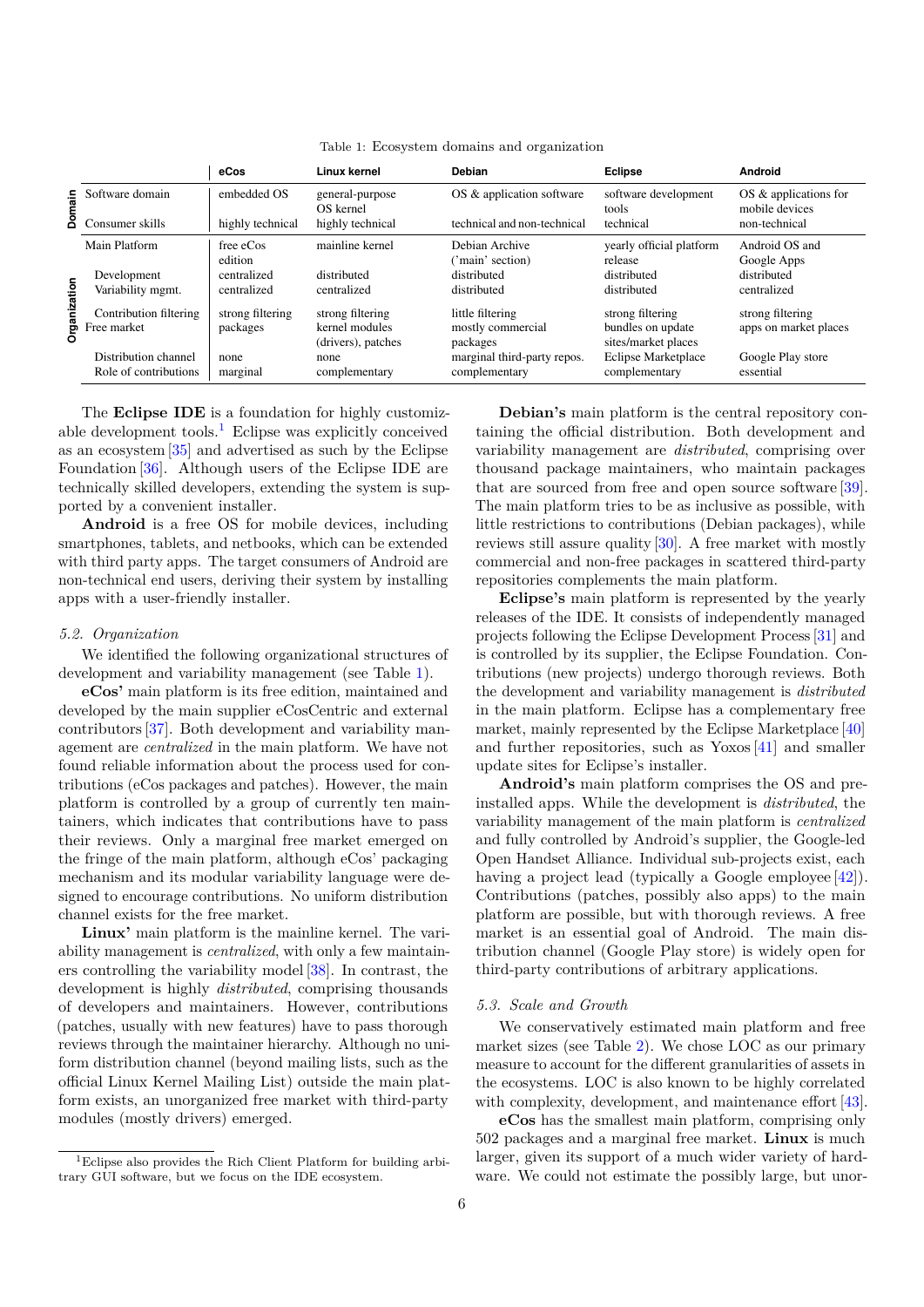Table 1: Ecosystem domains and organization

| | | eCos | Linux kernel | Debian | Eclipse | Android |
|---|---|---|---|---|---|---|
| Domain | Software domain | embedded OS | general-purpose OS kernel | OS & application software | software development tools | OS & applications for mobile devices |
| | Consumer skills | highly technical | highly technical | technical and non-technical | technical | non-technical |
| Organization | Main Platform | free eCos edition | mainline kernel | Debian Archive ('main' section) | yearly official platform release | Android OS and Google Apps |
| | Development | centralized | distributed | distributed | distributed | distributed |
| | Variability mgmt. | centralized | centralized | distributed | distributed | centralized |
| | Contribution filtering | strong filtering | strong filtering | little filtering | strong filtering | strong filtering |
| | Free market | packages | kernel modules (drivers), patches | mostly commercial packages | bundles on update sites/market places | apps on market places |
| | Distribution channel | none | none | marginal third-party repos. | Eclipse Marketplace | Google Play store |
| | Role of contributions | marginal | complementary | complementary | complementary | essential |

The **Eclipse IDE** is a foundation for highly customizable development tools.[1] Eclipse was explicitly conceived as an ecosystem [35] and advertised as such by the Eclipse Foundation [36]. Although users of the Eclipse IDE are technically skilled developers, extending the system is supported by a convenient installer.

**Android** is a free OS for mobile devices, including smartphones, tablets, and netbooks, which can be extended with third party apps. The target consumers of Android are non-technical end users, deriving their system by installing apps with a user-friendly installer.

### 5.2. Organization

We identified the following organizational structures of development and variability management (see Table 1).

**eCos'** main platform is its free edition, maintained and developed by the main supplier eCosCentric and external contributors [37]. Both development and variability management are *centralized* in the main platform. We have not found reliable information about the process used for contributions (eCos packages and patches). However, the main platform is controlled by a group of currently ten maintainers, which indicates that contributions have to pass their reviews. Only a marginal free market emerged on the fringe of the main platform, although eCos' packaging mechanism and its modular variability language were designed to encourage contributions. No uniform distribution channel exists for the free market.

**Linux'** main platform is the mainline kernel. The variability management is *centralized*, with only a few maintainers controlling the variability model [38]. In contrast, the development is highly *distributed*, comprising thousands of developers and maintainers. However, contributions (patches, usually with new features) have to pass thorough reviews through the maintainer hierarchy. Although no uniform distribution channel (beyond mailing lists, such as the official Linux Kernel Mailing List) outside the main platform exists, an unorganized free market with third-party modules (mostly drivers) emerged.

**Debian's** main platform is the central repository containing the official distribution. Both development and variability management are *distributed*, comprising over thousand package maintainers, who maintain packages that are sourced from free and open source software [39]. The main platform tries to be as inclusive as possible, with little restrictions to contributions (Debian packages), while reviews still assure quality [30]. A free market with mostly commercial and non-free packages in scattered third-party repositories complements the main platform.

**Eclipse's** main platform is represented by the yearly releases of the IDE. It consists of independently managed projects following the Eclipse Development Process [31] and is controlled by its supplier, the Eclipse Foundation. Contributions (new projects) undergo thorough reviews. Both the development and variability management is *distributed* in the main platform. Eclipse has a complementary free market, mainly represented by the Eclipse Marketplace [40] and further repositories, such as Yoxos [41] and smaller update sites for Eclipse's installer.

**Android's** main platform comprises the OS and pre-installed apps. While the development is *distributed*, the variability management of the main platform is *centralized* and fully controlled by Android's supplier, the Google-led Open Handset Alliance. Individual sub-projects exist, each having a project lead (typically a Google employee [42]). Contributions (patches, possibly also apps) to the main platform are possible, but with thorough reviews. A free market is an essential goal of Android. The main distribution channel (Google Play store) is widely open for third-party contributions of arbitrary applications.

### 5.3. Scale and Growth

We conservatively estimated main platform and free market sizes (see Table 2). We chose LOC as our primary measure to account for the different granularities of assets in the ecosystems. LOC is also known to be highly correlated with complexity, development, and maintenance effort [43].

**eCos** has the smallest main platform, comprising only 502 packages and a marginal free market. **Linux** is much larger, given its support of a much wider variety of hardware. We could not estimate the possibly large, but unor-

[1] Eclipse also provides the Rich Client Platform for building arbitrary GUI software, but we focus on the IDE ecosystem.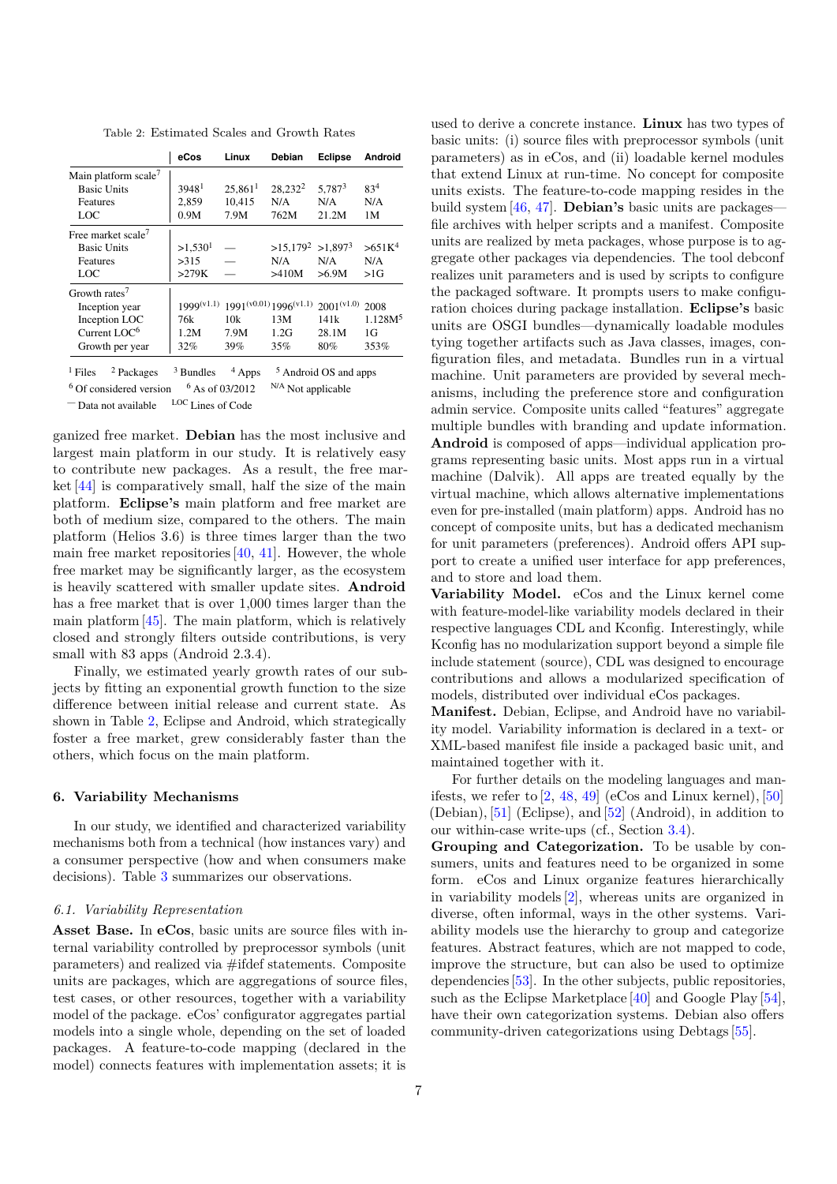Table 2: Estimated Scales and Growth Rates

| | eCos | Linux | Debian | Eclipse | Android |
|---|---|---|---|---|---|
| Main platform scale[7] | | | | | |
| Basic Units | 3948[1] | 25,861[1] | 28,232[2] | 5,787[3] | 83[4] |
| Features | 2,859 | 10,415 | N/A | N/A | N/A |
| LOC | 0.9M | 7.9M | 762M | 21.2M | 1M |
| Free market scale[7] | | | | | |
| Basic Units | >1,530[1] | — | >15,179[2] | >1,897[3] | >651K[4] |
| Features | >315 | — | N/A | N/A | N/A |
| LOC | >279K | — | >410M | >6.9M | >1G |
| Growth rates[7] | | | | | |
| Inception year | 1999[(v1.1)] | 1991[(v0.01)] | 1996[(v1.1)] | 2001[(v1.0)] | 2008 |
| Inception LOC | 76k | 10k | 13M | 141k | 1.128M[5] |
| Current LOC[6] | 1.2M | 7.9M | 1.2G | 28.1M | 1G |
| Growth per year | 32% | 39% | 35% | 80% | 353% |

[1] Files [2] Packages [3] Bundles [4] Apps [5] Android OS and apps
[6] Of considered version [6] As of 03/2012 [N/A] Not applicable
— Data not available [LOC] Lines of Code

ganized free market. **Debian** has the most inclusive and largest main platform in our study. It is relatively easy to contribute new packages. As a result, the free market [44] is comparatively small, half the size of the main platform. **Eclipse's** main platform and free market are both of medium size, compared to the others. The main platform (Helios 3.6) is three times larger than the two main free market repositories [40, 41]. However, the whole free market may be significantly larger, as the ecosystem is heavily scattered with smaller update sites. **Android** has a free market that is over 1,000 times larger than the main platform [45]. The main platform, which is relatively closed and strongly filters outside contributions, is very small with 83 apps (Android 2.3.4).

Finally, we estimated yearly growth rates of our subjects by fitting an exponential growth function to the size difference between initial release and current state. As shown in Table 2, Eclipse and Android, which strategically foster a free market, grew considerably faster than the others, which focus on the main platform.

## 6. Variability Mechanisms

In our study, we identified and characterized variability mechanisms both from a technical (how instances vary) and a consumer perspective (how and when consumers make decisions). Table 3 summarizes our observations.

### 6.1. Variability Representation

**Asset Base.** In **eCos**, basic units are source files with internal variability controlled by preprocessor symbols (unit parameters) and realized via #ifdef statements. Composite units are packages, which are aggregations of source files, test cases, or other resources, together with a variability model of the package. eCos' configurator aggregates partial models into a single whole, depending on the set of loaded packages. A feature-to-code mapping (declared in the model) connects features with implementation assets; it is used to derive a concrete instance. **Linux** has two types of basic units: (i) source files with preprocessor symbols (unit parameters) as in eCos, and (ii) loadable kernel modules that extend Linux at run-time. No concept for composite units exists. The feature-to-code mapping resides in the build system [46, 47]. **Debian's** basic units are packages—file archives with helper scripts and a manifest. Composite units are realized by meta packages, whose purpose is to aggregate other packages via dependencies. The tool debconf realizes unit parameters and is used by scripts to configure the packaged software. It prompts users to make configuration choices during package installation. **Eclipse's** basic units are OSGI bundles—dynamically loadable modules tying together artifacts such as Java classes, images, configuration files, and metadata. Bundles run in a virtual machine. Unit parameters are provided by several mechanisms, including the preference store and configuration admin service. Composite units called "features" aggregate multiple bundles with branding and update information. **Android** is composed of apps—individual application programs representing basic units. Most apps run in a virtual machine (Dalvik). All apps are treated equally by the virtual machine, which allows alternative implementations even for pre-installed (main platform) apps. Android has no concept of composite units, but has a dedicated mechanism for unit parameters (preferences). Android offers API support to create a unified user interface for app preferences, and to store and load them.

**Variability Model.** eCos and the Linux kernel come with feature-model-like variability models declared in their respective languages CDL and Kconfig. Interestingly, while Kconfig has no modularization support beyond a simple file include statement (source), CDL was designed to encourage contributions and allows a modularized specification of models, distributed over individual eCos packages.

**Manifest.** Debian, Eclipse, and Android have no variability model. Variability information is declared in a text- or XML-based manifest file inside a packaged basic unit, and maintained together with it.

For further details on the modeling languages and manifests, we refer to [2, 48, 49] (eCos and Linux kernel), [50] (Debian), [51] (Eclipse), and [52] (Android), in addition to our within-case write-ups (cf., Section 3.4).

**Grouping and Categorization.** To be usable by consumers, units and features need to be organized in some form. eCos and Linux organize features hierarchically in variability models [2], whereas units are organized in diverse, often informal, ways in the other systems. Variability models use the hierarchy to group and categorize features. Abstract features, which are not mapped to code, improve the structure, but can also be used to optimize dependencies [53]. In the other subjects, public repositories, such as the Eclipse Marketplace [40] and Google Play [54], have their own categorization systems. Debian also offers community-driven categorizations using Debtags [55].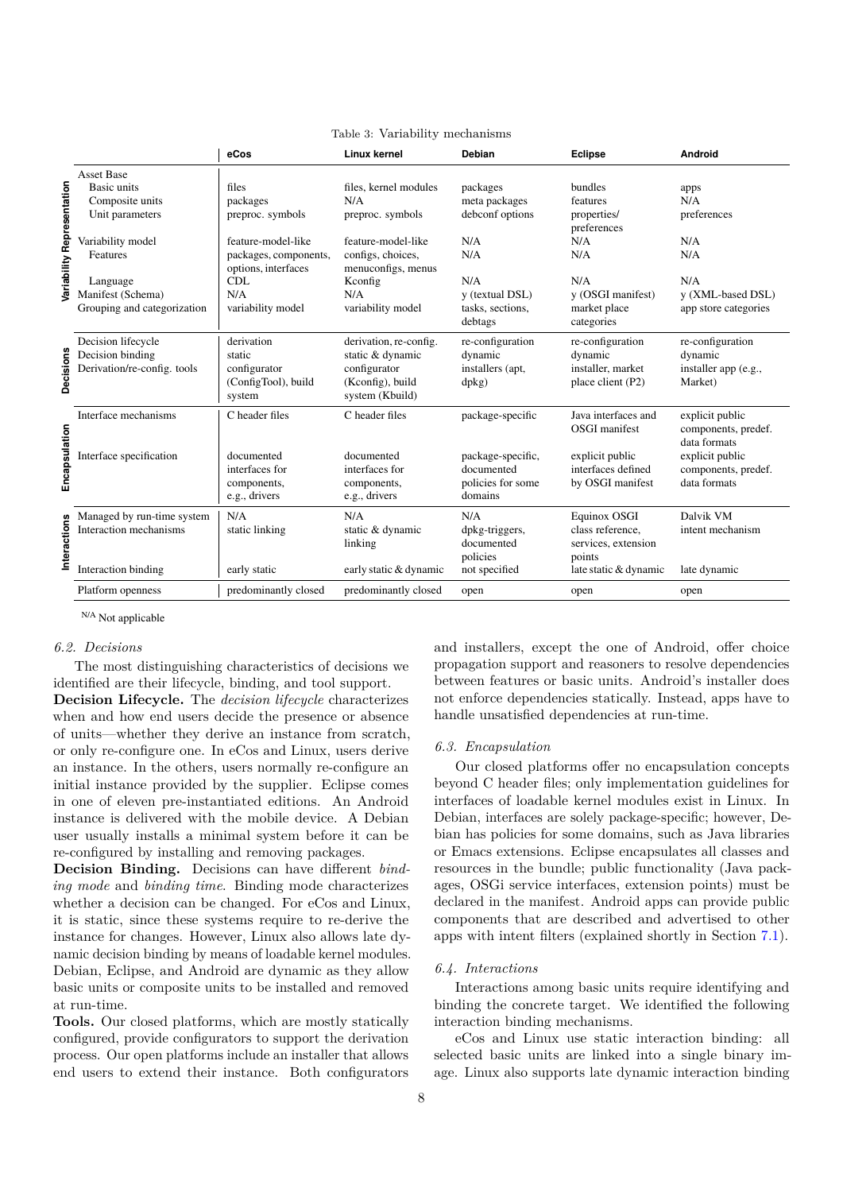Table 3: Variability mechanisms

| | | eCos | Linux kernel | Debian | Eclipse | Android |
|---|---|---|---|---|---|---|
| Variability Representation | Asset Base | | | | | |
| | Basic units | files | files, kernel modules | packages | bundles | apps |
| | Composite units | packages | N/A | meta packages | features | N/A |
| | Unit parameters | preproc. symbols | preproc. symbols | debconf options | properties/ preferences | preferences |
| | Variability model | feature-model-like | feature-model-like | N/A | N/A | N/A |
| | Features | packages, components, options, interfaces | configs, choices, menuconfigs, menus | N/A | N/A | N/A |
| | Language | CDL | Kconfig | N/A | N/A | N/A |
| | Manifest (Schema) | N/A | N/A | y (textual DSL) | y (OSGI manifest) | y (XML-based DSL) |
| | Grouping and categorization | variability model | variability model | tasks, sections, debtags | market place categories | app store categories |
| Decisions | Decision lifecycle | derivation | derivation, re-config. | re-configuration | re-configuration | re-configuration |
| | Decision binding | static | static & dynamic | dynamic | dynamic | dynamic |
| | Derivation/re-config. tools | configurator (ConfigTool), build system | configurator (Kconfig), build system (Kbuild) | installers (apt, dpkg) | installer, market place client (P2) | installer app (e.g., Market) |
| Encapsulation | Interface mechanisms | C header files | C header files | package-specific | Java interfaces and OSGI manifest | explicit public components, predef. data formats |
| | Interface specification | documented interfaces for components, e.g., drivers | documented interfaces for components, e.g., drivers | package-specific, documented policies for some domains | explicit public interfaces defined by OSGI manifest | explicit public components, predef. data formats |
| Interactions | Managed by run-time system | N/A | N/A | N/A | Equinox OSGI | Dalvik VM |
| | Interaction mechanisms | static linking | static & dynamic linking | dpkg-triggers, documented policies | class reference, services, extension points | intent mechanism |
| | Interaction binding | early static | early static & dynamic | not specified | late static & dynamic | late dynamic |
| | Platform openness | predominantly closed | predominantly closed | open | open | open |

[N/A] Not applicable

### 6.2. Decisions

The most distinguishing characteristics of decisions we identified are their lifecycle, binding, and tool support.

**Decision Lifecycle.** The *decision lifecycle* characterizes when and how end users decide the presence or absence of units—whether they derive an instance from scratch, or only re-configure one. In eCos and Linux, users derive an instance. In the others, users normally re-configure an initial instance provided by the supplier. Eclipse comes in one of eleven pre-instantiated editions. An Android instance is delivered with the mobile device. A Debian user usually installs a minimal system before it can be re-configured by installing and removing packages.

**Decision Binding.** Decisions can have different *binding mode* and *binding time*. Binding mode characterizes whether a decision can be changed. For eCos and Linux, it is static, since these systems require to re-derive the instance for changes. However, Linux also allows late dynamic decision binding by means of loadable kernel modules. Debian, Eclipse, and Android are dynamic as they allow basic units or composite units to be installed and removed at run-time.

**Tools.** Our closed platforms, which are mostly statically configured, provide configurators to support the derivation process. Our open platforms include an installer that allows end users to extend their instance. Both configurators and installers, except the one of Android, offer choice propagation support and reasoners to resolve dependencies between features or basic units. Android's installer does not enforce dependencies statically. Instead, apps have to handle unsatisfied dependencies at run-time.

### 6.3. Encapsulation

Our closed platforms offer no encapsulation concepts beyond C header files; only implementation guidelines for interfaces of loadable kernel modules exist in Linux. In Debian, interfaces are solely package-specific; however, Debian has policies for some domains, such as Java libraries or Emacs extensions. Eclipse encapsulates all classes and resources in the bundle; public functionality (Java packages, OSGi service interfaces, extension points) must be declared in the manifest. Android apps can provide public components that are described and advertised to other apps with intent filters (explained shortly in Section 7.1).

### 6.4. Interactions

Interactions among basic units require identifying and binding the concrete target. We identified the following interaction binding mechanisms.

eCos and Linux use static interaction binding: all selected basic units are linked into a single binary image. Linux also supports late dynamic interaction binding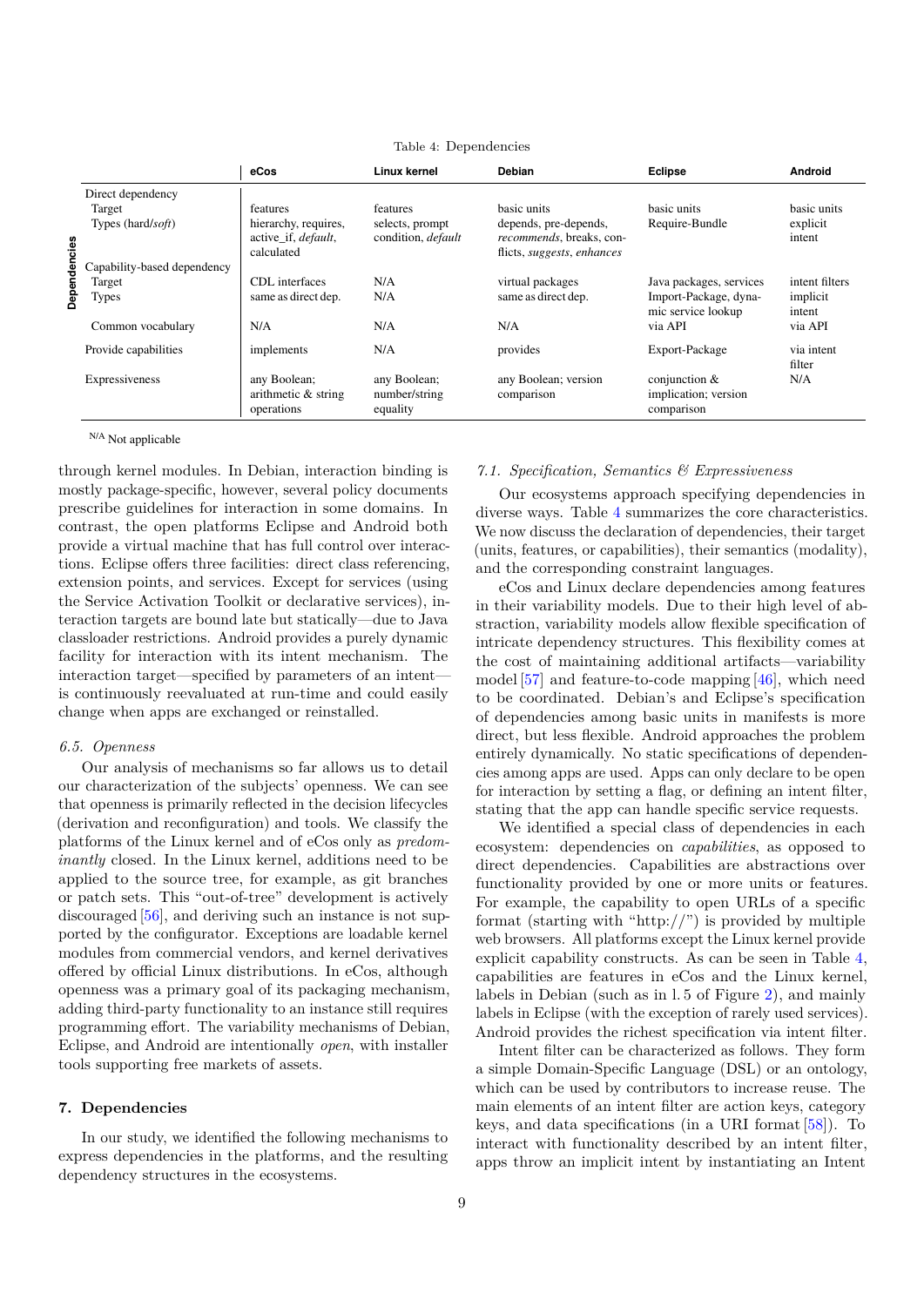Table 4: Dependencies

| | | eCos | Linux kernel | Debian | Eclipse | Android |
|---|---|---|---|---|---|---|
| Dependencies | Direct dependency | | | | | |
| | Target | features | features | basic units | basic units | basic units |
| | Types (hard/*soft*) | hierarchy, requires, active_if, *default*, calculated | selects, prompt condition, *default* | depends, pre-depends, *recommends*, breaks, conflicts, *suggests*, *enhances* | Require-Bundle | explicit intent |
| | Capability-based dependency | | | | | |
| | Target | CDL interfaces | N/A | virtual packages | Java packages, services | intent filters |
| | Types | same as direct dep. | N/A | same as direct dep. | Import-Package, dynamic service lookup | implicit intent |
| | Common vocabulary | N/A | N/A | N/A | via API | via API |
| | Provide capabilities | implements | N/A | provides | Export-Package | via intent filter |
| | Expressiveness | any Boolean; arithmetic & string operations | any Boolean; number/string equality | any Boolean; version comparison | conjunction & implication; version comparison | N/A |

N/A Not applicable

through kernel modules. In Debian, interaction binding is mostly package-specific, however, several policy documents prescribe guidelines for interaction in some domains. In contrast, the open platforms Eclipse and Android both provide a virtual machine that has full control over interactions. Eclipse offers three facilities: direct class referencing, extension points, and services. Except for services (using the Service Activation Toolkit or declarative services), interaction targets are bound late but statically—due to Java classloader restrictions. Android provides a purely dynamic facility for interaction with its intent mechanism. The interaction target—specified by parameters of an intent—is continuously reevaluated at run-time and could easily change when apps are exchanged or reinstalled.

### *6.5. Openness*

Our analysis of mechanisms so far allows us to detail our characterization of the subjects' openness. We can see that openness is primarily reflected in the decision lifecycles (derivation and reconfiguration) and tools. We classify the platforms of the Linux kernel and of eCos only as *predominantly* closed. In the Linux kernel, additions need to be applied to the source tree, for example, as git branches or patch sets. This "out-of-tree" development is actively discouraged [56], and deriving such an instance is not supported by the configurator. Exceptions are loadable kernel modules from commercial vendors, and kernel derivatives offered by official Linux distributions. In eCos, although openness was a primary goal of its packaging mechanism, adding third-party functionality to an instance still requires programming effort. The variability mechanisms of Debian, Eclipse, and Android are intentionally *open*, with installer tools supporting free markets of assets.

## 7. Dependencies

In our study, we identified the following mechanisms to express dependencies in the platforms, and the resulting dependency structures in the ecosystems.

### *7.1. Specification, Semantics & Expressiveness*

Our ecosystems approach specifying dependencies in diverse ways. Table 4 summarizes the core characteristics. We now discuss the declaration of dependencies, their target (units, features, or capabilities), their semantics (modality), and the corresponding constraint languages.

eCos and Linux declare dependencies among features in their variability models. Due to their high level of abstraction, variability models allow flexible specification of intricate dependency structures. This flexibility comes at the cost of maintaining additional artifacts—variability model [57] and feature-to-code mapping [46], which need to be coordinated. Debian's and Eclipse's specification of dependencies among basic units in manifests is more direct, but less flexible. Android approaches the problem entirely dynamically. No static specifications of dependencies among apps are used. Apps can only declare to be open for interaction by setting a flag, or defining an intent filter, stating that the app can handle specific service requests.

We identified a special class of dependencies in each ecosystem: dependencies on *capabilities*, as opposed to direct dependencies. Capabilities are abstractions over functionality provided by one or more units or features. For example, the capability to open URLs of a specific format (starting with "http://") is provided by multiple web browsers. All platforms except the Linux kernel provide explicit capability constructs. As can be seen in Table 4, capabilities are features in eCos and the Linux kernel, labels in Debian (such as in l. 5 of Figure 2), and mainly labels in Eclipse (with the exception of rarely used services). Android provides the richest specification via intent filter.

Intent filter can be characterized as follows. They form a simple Domain-Specific Language (DSL) or an ontology, which can be used by contributors to increase reuse. The main elements of an intent filter are action keys, category keys, and data specifications (in a URI format [58]). To interact with functionality described by an intent filter, apps throw an implicit intent by instantiating an Intent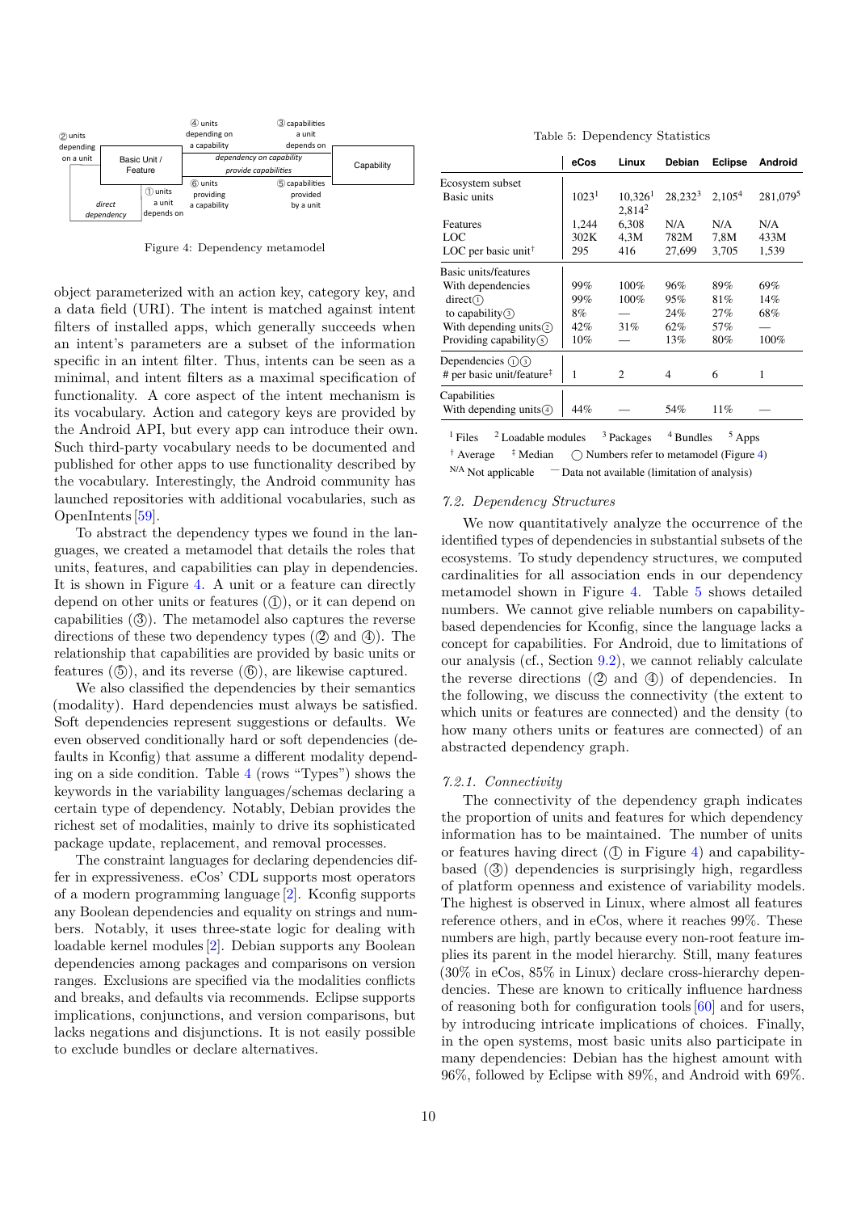Figure 4: Dependency metamodel

object parameterized with an action key, category key, and a data field (URI). The intent is matched against intent filters of installed apps, which generally succeeds when an intent's parameters are a subset of the information specific in an intent filter. Thus, intents can be seen as a minimal, and intent filters as a maximal specification of functionality. A core aspect of the intent mechanism is its vocabulary. Action and category keys are provided by the Android API, but every app can introduce their own. Such third-party vocabulary needs to be documented and published for other apps to use functionality described by the vocabulary. Interestingly, the Android community has launched repositories with additional vocabularies, such as OpenIntents [59].

To abstract the dependency types we found in the languages, we created a metamodel that details the roles that units, features, and capabilities can play in dependencies. It is shown in Figure 4. A unit or a feature can directly depend on other units or features (①), or it can depend on capabilities (③). The metamodel also captures the reverse directions of these two dependency types (② and ④). The relationship that capabilities are provided by basic units or features (⑤), and its reverse (⑥), are likewise captured.

We also classified the dependencies by their semantics (modality). Hard dependencies must always be satisfied. Soft dependencies represent suggestions or defaults. We even observed conditionally hard or soft dependencies (defaults in Kconfig) that assume a different modality depending on a side condition. Table 4 (rows "Types") shows the keywords in the variability languages/schemas declaring a certain type of dependency. Notably, Debian provides the richest set of modalities, mainly to drive its sophisticated package update, replacement, and removal processes.

The constraint languages for declaring dependencies differ in expressiveness. eCos' CDL supports most operators of a modern programming language [2]. Kconfig supports any Boolean dependencies and equality on strings and numbers. Notably, it uses three-state logic for dealing with loadable kernel modules [2]. Debian supports any Boolean dependencies among packages and comparisons on version ranges. Exclusions are specified via the modalities conflicts and breaks, and defaults via recommends. Eclipse supports implications, conjunctions, and version comparisons, but lacks negations and disjunctions. It is not easily possible to exclude bundles or declare alternatives.

Table 5: Dependency Statistics

| | eCos | Linux | Debian | Eclipse | Android |
|---|---|---|---|---|---|
| Ecosystem subset | | | | | |
| Basic units | 1023[1] | 10,326[1] 2,814[2] | 28,232[3] | 2,105[4] | 281,079[5] |
| Features | 1,244 | 6,308 | N/A | N/A | N/A |
| LOC | 302K | 4,3M | 782M | 7,8M | 433M |
| LOC per basic unit† | 295 | 416 | 27,699 | 3,705 | 1,539 |
| Basic units/features | | | | | |
| With dependencies | 99% | 100% | 96% | 89% | 69% |
| direct① | 99% | 100% | 95% | 81% | 14% |
| to capability③ | 8% | — | 24% | 27% | 68% |
| With depending units② | 42% | 31% | 62% | 57% | — |
| Providing capability⑤ | 10% | — | 13% | 80% | 100% |
| Dependencies ①③ | | | | | |
| # per basic unit/feature‡ | 1 | 2 | 4 | 6 | 1 |
| Capabilities | | | | | |
| With depending units④ | 44% | — | 54% | 11% | — |

[1] Files  [2] Loadable modules  [3] Packages  [4] Bundles  [5] Apps
† Average  ‡ Median  ◯ Numbers refer to metamodel (Figure 4)
N/A Not applicable  — Data not available (limitation of analysis)

### 7.2. Dependency Structures

We now quantitatively analyze the occurrence of the identified types of dependencies in substantial subsets of the ecosystems. To study dependency structures, we computed cardinalities for all association ends in our dependency metamodel shown in Figure 4. Table 5 shows detailed numbers. We cannot give reliable numbers on capability-based dependencies for Kconfig, since the language lacks a concept for capabilities. For Android, due to limitations of our analysis (cf., Section 9.2), we cannot reliably calculate the reverse directions (② and ④) of dependencies. In the following, we discuss the connectivity (the extent to which units or features are connected) and the density (to how many others units or features are connected) of an abstracted dependency graph.

#### 7.2.1. Connectivity

The connectivity of the dependency graph indicates the proportion of units and features for which dependency information has to be maintained. The number of units or features having direct (① in Figure 4) and capability-based (③) dependencies is surprisingly high, regardless of platform openness and existence of variability models. The highest is observed in Linux, where almost all features reference others, and in eCos, where it reaches 99%. These numbers are high, partly because every non-root feature implies its parent in the model hierarchy. Still, many features (30% in eCos, 85% in Linux) declare cross-hierarchy dependencies. These are known to critically influence hardness of reasoning both for configuration tools [60] and for users, by introducing intricate implications of choices. Finally, in the open systems, most basic units also participate in many dependencies: Debian has the highest amount with 96%, followed by Eclipse with 89%, and Android with 69%.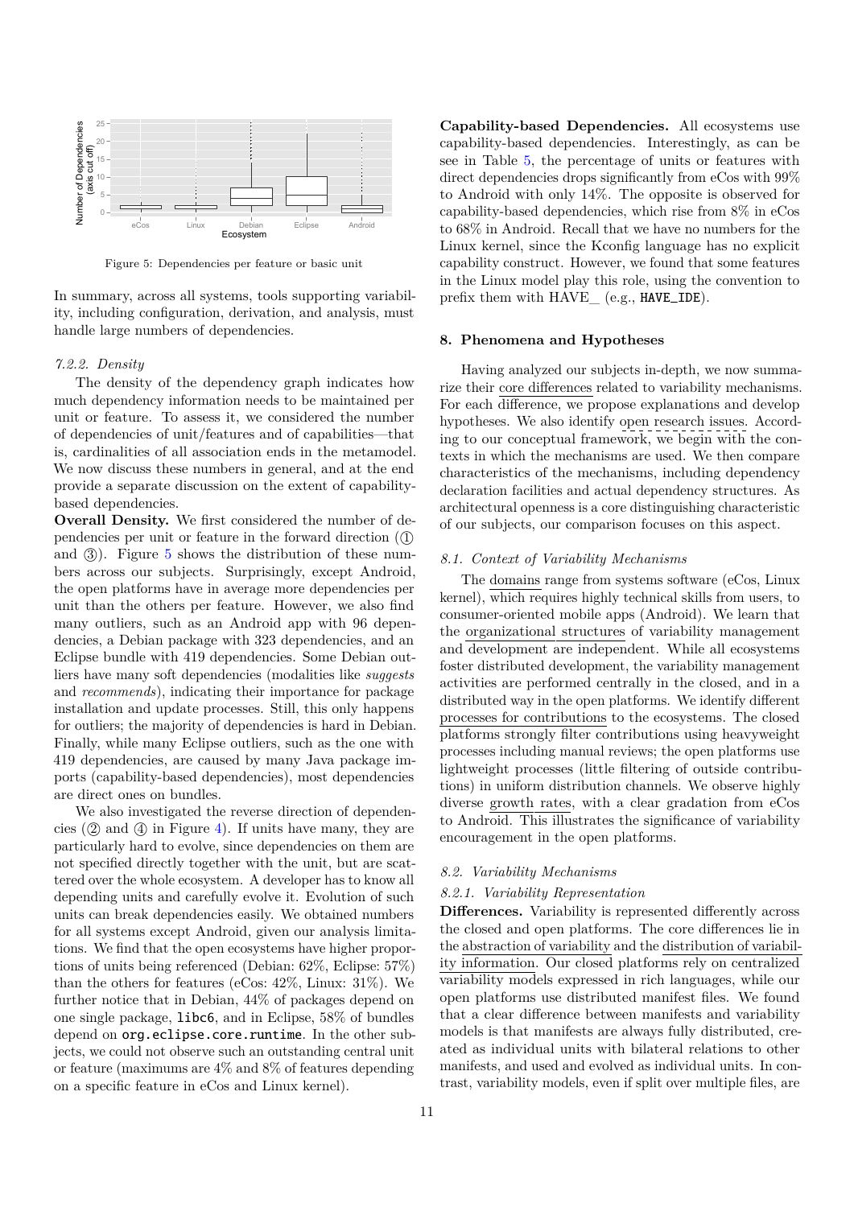Figure 5: Dependencies per feature or basic unit

In summary, across all systems, tools supporting variability, including configuration, derivation, and analysis, must handle large numbers of dependencies.

*7.2.2. Density*

The density of the dependency graph indicates how much dependency information needs to be maintained per unit or feature. To assess it, we considered the number of dependencies of unit/features and of capabilities—that is, cardinalities of all association ends in the metamodel. We now discuss these numbers in general, and at the end provide a separate discussion on the extent of capability-based dependencies.

**Overall Density.** We first considered the number of dependencies per unit or feature in the forward direction (① and ③). Figure 5 shows the distribution of these numbers across our subjects. Surprisingly, except Android, the open platforms have in average more dependencies per unit than the others per feature. However, we also find many outliers, such as an Android app with 96 dependencies, a Debian package with 323 dependencies, and an Eclipse bundle with 419 dependencies. Some Debian outliers have many soft dependencies (modalities like *suggests* and *recommends*), indicating their importance for package installation and update processes. Still, this only happens for outliers; the majority of dependencies is hard in Debian. Finally, while many Eclipse outliers, such as the one with 419 dependencies, are caused by many Java package imports (capability-based dependencies), most dependencies are direct ones on bundles.

We also investigated the reverse direction of dependencies (② and ④ in Figure 4). If units have many, they are particularly hard to evolve, since dependencies on them are not specified directly together with the unit, but are scattered over the whole ecosystem. A developer has to know all depending units and carefully evolve it. Evolution of such units can break dependencies easily. We obtained numbers for all systems except Android, given our analysis limitations. We find that the open ecosystems have higher proportions of units being referenced (Debian: 62%, Eclipse: 57%) than the others for features (eCos: 42%, Linux: 31%). We further notice that in Debian, 44% of packages depend on one single package, `libc6`, and in Eclipse, 58% of bundles depend on `org.eclipse.core.runtime`. In the other subjects, we could not observe such an outstanding central unit or feature (maximums are 4% and 8% of features depending on a specific feature in eCos and Linux kernel).

**Capability-based Dependencies.** All ecosystems use capability-based dependencies. Interestingly, as can be see in Table 5, the percentage of units or features with direct dependencies drops significantly from eCos with 99% to Android with only 14%. The opposite is observed for capability-based dependencies, which rise from 8% in eCos to 68% in Android. Recall that we have no numbers for the Linux kernel, since the Kconfig language has no explicit capability construct. However, we found that some features in the Linux model play this role, using the convention to prefix them with HAVE_ (e.g., `HAVE_IDE`).

## 8. Phenomena and Hypotheses

Having analyzed our subjects in-depth, we now summarize their core differences related to variability mechanisms. For each difference, we propose explanations and develop hypotheses. We also identify open research issues. According to our conceptual framework, we begin with the contexts in which the mechanisms are used. We then compare characteristics of the mechanisms, including dependency declaration facilities and actual dependency structures. As architectural openness is a core distinguishing characteristic of our subjects, our comparison focuses on this aspect.

### 8.1. Context of Variability Mechanisms

The domains range from systems software (eCos, Linux kernel), which requires highly technical skills from users, to consumer-oriented mobile apps (Android). We learn that the organizational structures of variability management and development are independent. While all ecosystems foster distributed development, the variability management activities are performed centrally in the closed, and in a distributed way in the open platforms. We identify different processes for contributions to the ecosystems. The closed platforms strongly filter contributions using heavyweight processes including manual reviews; the open platforms use lightweight processes (little filtering of outside contributions) in uniform distribution channels. We observe highly diverse growth rates, with a clear gradation from eCos to Android. This illustrates the significance of variability encouragement in the open platforms.

### 8.2. Variability Mechanisms

*8.2.1. Variability Representation*

**Differences.** Variability is represented differently across the closed and open platforms. The core differences lie in the abstraction of variability and the distribution of variability information. Our closed platforms rely on centralized variability models expressed in rich languages, while our open platforms use distributed manifest files. We found that a clear difference between manifests and variability models is that manifests are always fully distributed, created as individual units with bilateral relations to other manifests, and used and evolved as individual units. In contrast, variability models, even if split over multiple files, are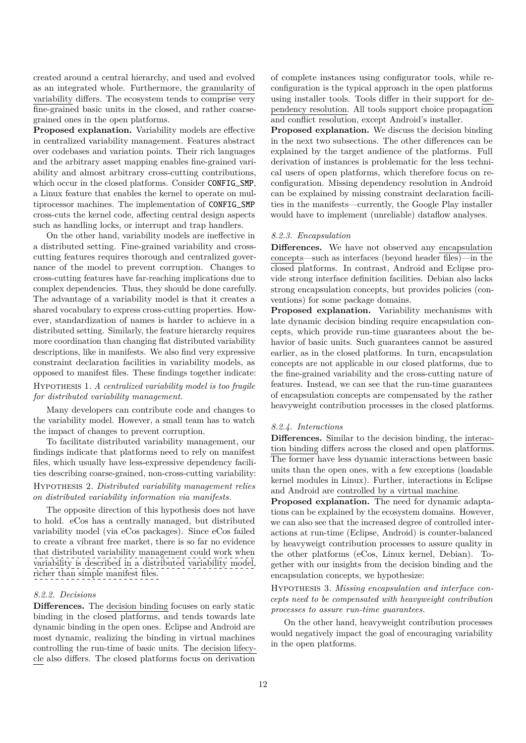created around a central hierarchy, and used and evolved as an integrated whole. Furthermore, the granularity of variability differs. The ecosystem tends to comprise very fine-grained basic units in the closed, and rather coarse-grained ones in the open platforms.

**Proposed explanation.** Variability models are effective in centralized variability management. Features abstract over codebases and variation points. Their rich languages and the arbitrary asset mapping enables fine-grained variability and almost arbitrary cross-cutting contributions, which occur in the closed platforms. Consider `CONFIG_SMP`, a Linux feature that enables the kernel to operate on multiprocessor machines. The implementation of `CONFIG_SMP` cross-cuts the kernel code, affecting central design aspects such as handling locks, or interrupt and trap handlers.

On the other hand, variability models are ineffective in a distributed setting. Fine-grained variability and cross-cutting features requires thorough and centralized governance of the model to prevent corruption. Changes to cross-cutting features have far-reaching implications due to complex dependencies. Thus, they should be done carefully. The advantage of a variability model is that it creates a shared vocabulary to express cross-cutting properties. However, standardization of names is harder to achieve in a distributed setting. Similarly, the feature hierarchy requires more coordination than changing flat distributed variability descriptions, like in manifests. We also find very expressive constraint declaration facilities in variability models, as opposed to manifest files. These findings together indicate:

Hypothesis 1. *A centralized variability model is too fragile for distributed variability management.*

Many developers can contribute code and changes to the variability model. However, a small team has to watch the impact of changes to prevent corruption.

To facilitate distributed variability management, our findings indicate that platforms need to rely on manifest files, which usually have less-expressive dependency facilities describing coarse-grained, non-cross-cutting variability:

Hypothesis 2. *Distributed variability management relies on distributed variability information via manifests.*

The opposite direction of this hypothesis does not have to hold. eCos has a centrally managed, but distributed variability model (via eCos packages). Since eCos failed to create a vibrant free market, there is so far no evidence that distributed variability management could work when variability is described in a distributed variability model, richer than simple manifest files.

*8.2.2. Decisions*

**Differences.** The decision binding focuses on early static binding in the closed platforms, and tends towards late dynamic binding in the open ones. Eclipse and Android are most dynamic, realizing the binding in virtual machines controlling the run-time of basic units. The decision lifecycle also differs. The closed platforms focus on derivation of complete instances using configurator tools, while reconfiguration is the typical approach in the open platforms using installer tools. Tools differ in their support for dependency resolution. All tools support choice propagation and conflict resolution, except Android's installer.

**Proposed explanation.** We discuss the decision binding in the next two subsections. The other differences can be explained by the target audience of the platforms. Full derivation of instances is problematic for the less technical users of open platforms, which therefore focus on reconfiguration. Missing dependency resolution in Android can be explained by missing constraint declaration facilities in the manifests—currently, the Google Play installer would have to implement (unreliable) dataflow analyses.

*8.2.3. Encapsulation*

**Differences.** We have not observed any encapsulation concepts—such as interfaces (beyond header files)—in the closed platforms. In contrast, Android and Eclipse provide strong interface definition facilities. Debian also lacks strong encapsulation concepts, but provides policies (conventions) for some package domains.

**Proposed explanation.** Variability mechanisms with late dynamic decision binding require encapsulation concepts, which provide run-time guarantees about the behavior of basic units. Such guarantees cannot be assured earlier, as in the closed platforms. In turn, encapsulation concepts are not applicable in our closed platforms, due to the fine-grained variability and the cross-cutting nature of features. Instead, we can see that the run-time guarantees of encapsulation concepts are compensated by the rather heavyweight contribution processes in the closed platforms.

*8.2.4. Interactions*

**Differences.** Similar to the decision binding, the interaction binding differs across the closed and open platforms. The former have less dynamic interactions between basic units than the open ones, with a few exceptions (loadable kernel modules in Linux). Further, interactions in Eclipse and Android are controlled by a virtual machine.

**Proposed explanation.** The need for dynamic adaptations can be explained by the ecosystem domains. However, we can also see that the increased degree of controlled interactions at run-time (Eclipse, Android) is counter-balanced by heavyweigt contribution processes to assure quality in the other platforms (eCos, Linux kernel, Debian). Together with our insights from the decision binding and the encapsulation concepts, we hypothesize:

Hypothesis 3. *Missing encapsulation and interface concepts need to be compensated with heavyweight contribution processes to assure run-time guarantees.*

On the other hand, heavyweight contribution processes would negatively impact the goal of encouraging variability in the open platforms.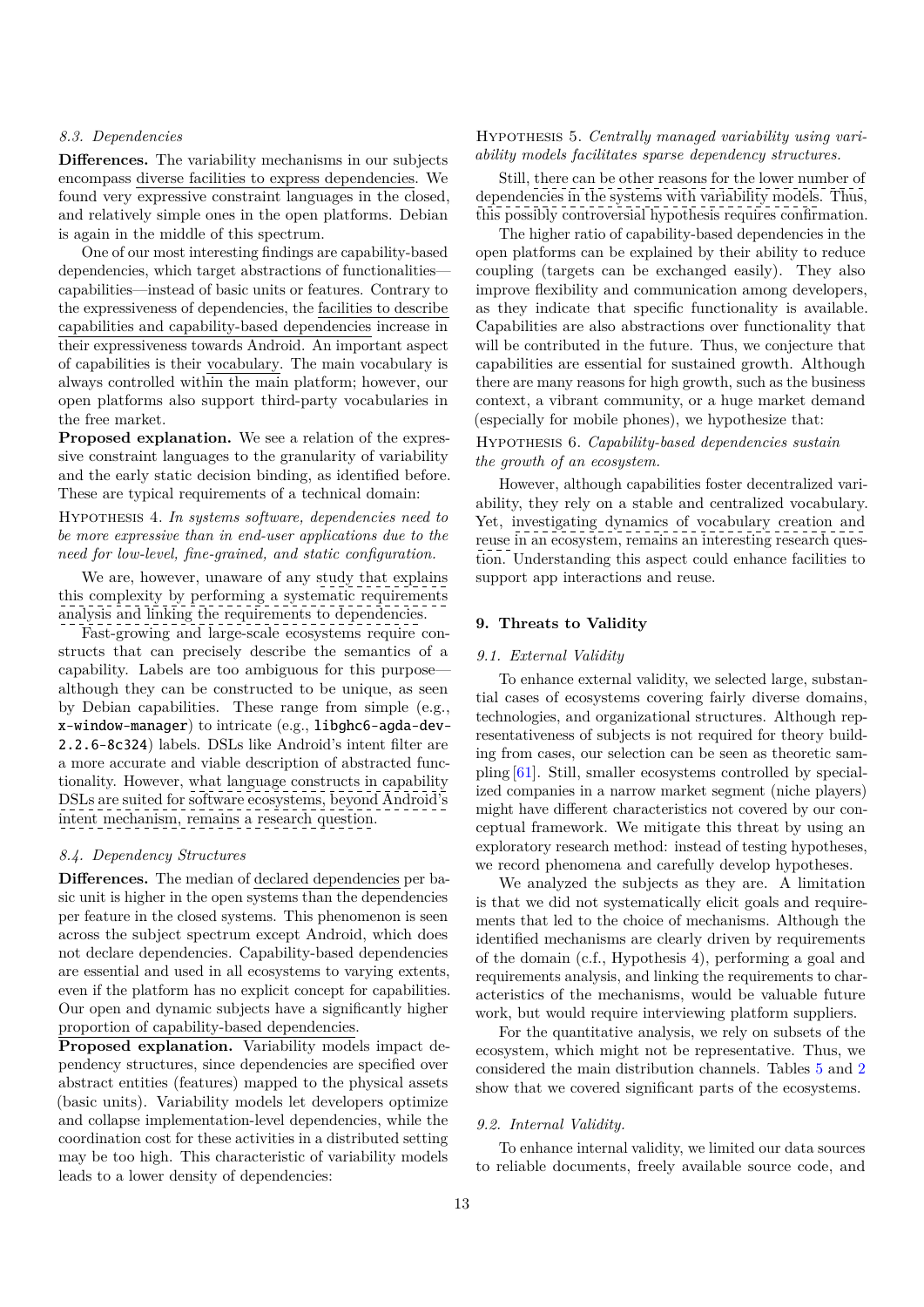### 8.3. Dependencies

**Differences.** The variability mechanisms in our subjects encompass diverse facilities to express dependencies. We found very expressive constraint languages in the closed, and relatively simple ones in the open platforms. Debian is again in the middle of this spectrum.

One of our most interesting findings are capability-based dependencies, which target abstractions of functionalities—capabilities—instead of basic units or features. Contrary to the expressiveness of dependencies, the facilities to describe capabilities and capability-based dependencies increase in their expressiveness towards Android. An important aspect of capabilities is their vocabulary. The main vocabulary is always controlled within the main platform; however, our open platforms also support third-party vocabularies in the free market.

**Proposed explanation.** We see a relation of the expressive constraint languages to the granularity of variability and the early static decision binding, as identified before. These are typical requirements of a technical domain:

Hypothesis 4. *In systems software, dependencies need to be more expressive than in end-user applications due to the need for low-level, fine-grained, and static configuration.*

We are, however, unaware of any study that explains this complexity by performing a systematic requirements analysis and linking the requirements to dependencies.

Fast-growing and large-scale ecosystems require constructs that can precisely describe the semantics of a capability. Labels are too ambiguous for this purpose—although they can be constructed to be unique, as seen by Debian capabilities. These range from simple (e.g., `x-window-manager`) to intricate (e.g., `libghc6-agda-dev-2.2.6-8c324`) labels. DSLs like Android's intent filter are a more accurate and viable description of abstracted functionality. However, what language constructs in capability DSLs are suited for software ecosystems, beyond Android's intent mechanism, remains a research question.

### 8.4. Dependency Structures

**Differences.** The median of declared dependencies per basic unit is higher in the open systems than the dependencies per feature in the closed systems. This phenomenon is seen across the subject spectrum except Android, which does not declare dependencies. Capability-based dependencies are essential and used in all ecosystems to varying extents, even if the platform has no explicit concept for capabilities. Our open and dynamic subjects have a significantly higher proportion of capability-based dependencies.

**Proposed explanation.** Variability models impact dependency structures, since dependencies are specified over abstract entities (features) mapped to the physical assets (basic units). Variability models let developers optimize and collapse implementation-level dependencies, while the coordination cost for these activities in a distributed setting may be too high. This characteristic of variability models leads to a lower density of dependencies:

Hypothesis 5. *Centrally managed variability using variability models facilitates sparse dependency structures.*

Still, there can be other reasons for the lower number of dependencies in the systems with variability models. Thus, this possibly controversial hypothesis requires confirmation.

The higher ratio of capability-based dependencies in the open platforms can be explained by their ability to reduce coupling (targets can be exchanged easily). They also improve flexibility and communication among developers, as they indicate that specific functionality is available. Capabilities are also abstractions over functionality that will be contributed in the future. Thus, we conjecture that capabilities are essential for sustained growth. Although there are many reasons for high growth, such as the business context, a vibrant community, or a huge market demand (especially for mobile phones), we hypothesize that:

Hypothesis 6. *Capability-based dependencies sustain the growth of an ecosystem.*

However, although capabilities foster decentralized variability, they rely on a stable and centralized vocabulary. Yet, investigating dynamics of vocabulary creation and reuse in an ecosystem, remains an interesting research question. Understanding this aspect could enhance facilities to support app interactions and reuse.

## 9. Threats to Validity

### 9.1. External Validity

To enhance external validity, we selected large, substantial cases of ecosystems covering fairly diverse domains, technologies, and organizational structures. Although representativeness of subjects is not required for theory building from cases, our selection can be seen as theoretic sampling [61]. Still, smaller ecosystems controlled by specialized companies in a narrow market segment (niche players) might have different characteristics not covered by our conceptual framework. We mitigate this threat by using an exploratory research method: instead of testing hypotheses, we record phenomena and carefully develop hypotheses.

We analyzed the subjects as they are. A limitation is that we did not systematically elicit goals and requirements that led to the choice of mechanisms. Although the identified mechanisms are clearly driven by requirements of the domain (c.f., Hypothesis 4), performing a goal and requirements analysis, and linking the requirements to characteristics of the mechanisms, would be valuable future work, but would require interviewing platform suppliers.

For the quantitative analysis, we rely on subsets of the ecosystem, which might not be representative. Thus, we considered the main distribution channels. Tables 5 and 2 show that we covered significant parts of the ecosystems.

### 9.2. Internal Validity.

To enhance internal validity, we limited our data sources to reliable documents, freely available source code, and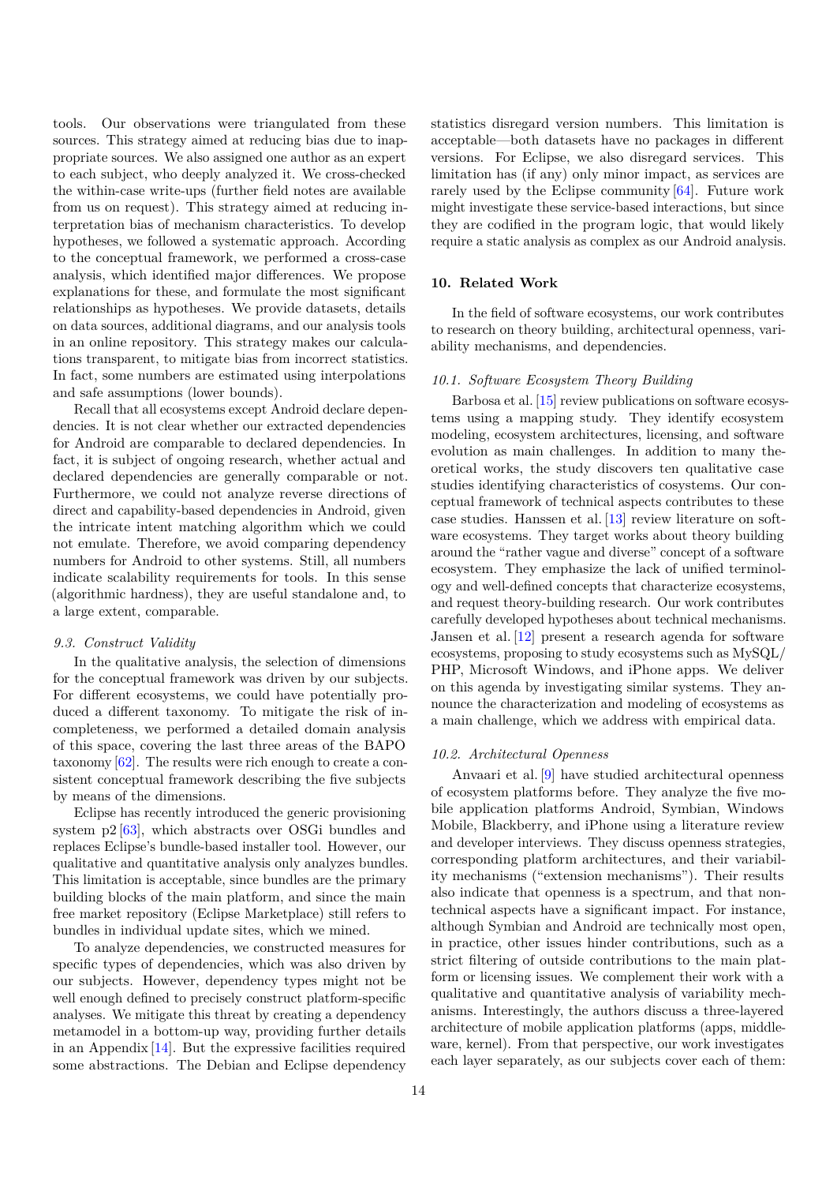tools. Our observations were triangulated from these sources. This strategy aimed at reducing bias due to inappropriate sources. We also assigned one author as an expert to each subject, who deeply analyzed it. We cross-checked the within-case write-ups (further field notes are available from us on request). This strategy aimed at reducing interpretation bias of mechanism characteristics. To develop hypotheses, we followed a systematic approach. According to the conceptual framework, we performed a cross-case analysis, which identified major differences. We propose explanations for these, and formulate the most significant relationships as hypotheses. We provide datasets, details on data sources, additional diagrams, and our analysis tools in an online repository. This strategy makes our calculations transparent, to mitigate bias from incorrect statistics. In fact, some numbers are estimated using interpolations and safe assumptions (lower bounds).

Recall that all ecosystems except Android declare dependencies. It is not clear whether our extracted dependencies for Android are comparable to declared dependencies. In fact, it is subject of ongoing research, whether actual and declared dependencies are generally comparable or not. Furthermore, we could not analyze reverse directions of direct and capability-based dependencies in Android, given the intricate intent matching algorithm which we could not emulate. Therefore, we avoid comparing dependency numbers for Android to other systems. Still, all numbers indicate scalability requirements for tools. In this sense (algorithmic hardness), they are useful standalone and, to a large extent, comparable.

### 9.3. Construct Validity

In the qualitative analysis, the selection of dimensions for the conceptual framework was driven by our subjects. For different ecosystems, we could have potentially produced a different taxonomy. To mitigate the risk of incompleteness, we performed a detailed domain analysis of this space, covering the last three areas of the BAPO taxonomy [62]. The results were rich enough to create a consistent conceptual framework describing the five subjects by means of the dimensions.

Eclipse has recently introduced the generic provisioning system p2 [63], which abstracts over OSGi bundles and replaces Eclipse's bundle-based installer tool. However, our qualitative and quantitative analysis only analyzes bundles. This limitation is acceptable, since bundles are the primary building blocks of the main platform, and since the main free market repository (Eclipse Marketplace) still refers to bundles in individual update sites, which we mined.

To analyze dependencies, we constructed measures for specific types of dependencies, which was also driven by our subjects. However, dependency types might not be well enough defined to precisely construct platform-specific analyses. We mitigate this threat by creating a dependency metamodel in a bottom-up way, providing further details in an Appendix [14]. But the expressive facilities required some abstractions. The Debian and Eclipse dependency statistics disregard version numbers. This limitation is acceptable—both datasets have no packages in different versions. For Eclipse, we also disregard services. This limitation has (if any) only minor impact, as services are rarely used by the Eclipse community [64]. Future work might investigate these service-based interactions, but since they are codified in the program logic, that would likely require a static analysis as complex as our Android analysis.

## 10. Related Work

In the field of software ecosystems, our work contributes to research on theory building, architectural openness, variability mechanisms, and dependencies.

### 10.1. Software Ecosystem Theory Building

Barbosa et al. [15] review publications on software ecosystems using a mapping study. They identify ecosystem modeling, ecosystem architectures, licensing, and software evolution as main challenges. In addition to many theoretical works, the study discovers ten qualitative case studies identifying characteristics of cosystems. Our conceptual framework of technical aspects contributes to these case studies. Hanssen et al. [13] review literature on software ecosystems. They target works about theory building around the "rather vague and diverse" concept of a software ecosystem. They emphasize the lack of unified terminology and well-defined concepts that characterize ecosystems, and request theory-building research. Our work contributes carefully developed hypotheses about technical mechanisms. Jansen et al. [12] present a research agenda for software ecosystems, proposing to study ecosystems such as MySQL/PHP, Microsoft Windows, and iPhone apps. We deliver on this agenda by investigating similar systems. They announce the characterization and modeling of ecosystems as a main challenge, which we address with empirical data.

### 10.2. Architectural Openness

Anvaari et al. [9] have studied architectural openness of ecosystem platforms before. They analyze the five mobile application platforms Android, Symbian, Windows Mobile, Blackberry, and iPhone using a literature review and developer interviews. They discuss openness strategies, corresponding platform architectures, and their variability mechanisms ("extension mechanisms"). Their results also indicate that openness is a spectrum, and that non-technical aspects have a significant impact. For instance, although Symbian and Android are technically most open, in practice, other issues hinder contributions, such as a strict filtering of outside contributions to the main platform or licensing issues. We complement their work with a qualitative and quantitative analysis of variability mechanisms. Interestingly, the authors discuss a three-layered architecture of mobile application platforms (apps, middleware, kernel). From that perspective, our work investigates each layer separately, as our subjects cover each of them: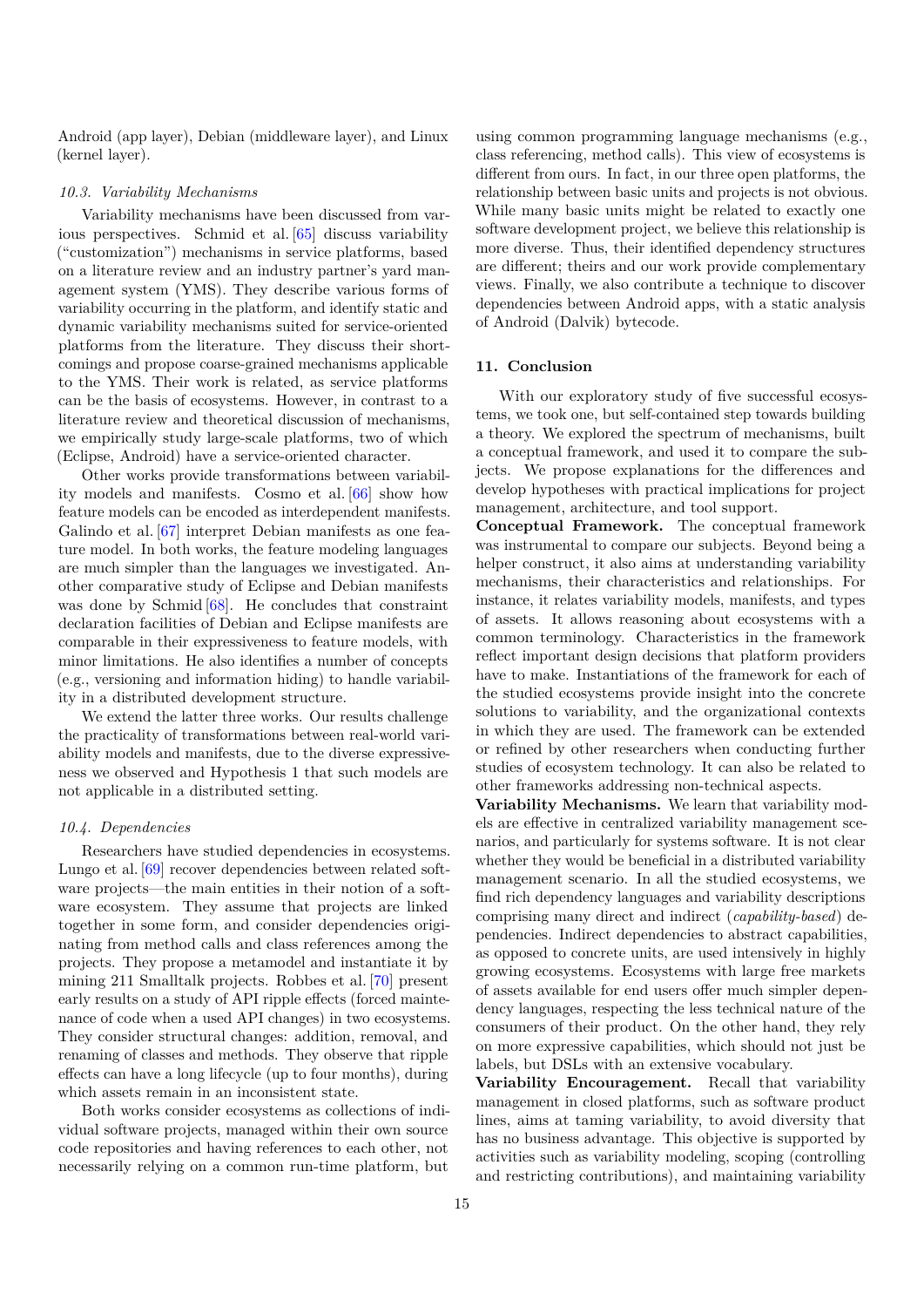Android (app layer), Debian (middleware layer), and Linux (kernel layer).

### 10.3. Variability Mechanisms

Variability mechanisms have been discussed from various perspectives. Schmid et al. [65] discuss variability ("customization") mechanisms in service platforms, based on a literature review and an industry partner's yard management system (YMS). They describe various forms of variability occurring in the platform, and identify static and dynamic variability mechanisms suited for service-oriented platforms from the literature. They discuss their shortcomings and propose coarse-grained mechanisms applicable to the YMS. Their work is related, as service platforms can be the basis of ecosystems. However, in contrast to a literature review and theoretical discussion of mechanisms, we empirically study large-scale platforms, two of which (Eclipse, Android) have a service-oriented character.

Other works provide transformations between variability models and manifests. Cosmo et al. [66] show how feature models can be encoded as interdependent manifests. Galindo et al. [67] interpret Debian manifests as one feature model. In both works, the feature modeling languages are much simpler than the languages we investigated. Another comparative study of Eclipse and Debian manifests was done by Schmid [68]. He concludes that constraint declaration facilities of Debian and Eclipse manifests are comparable in their expressiveness to feature models, with minor limitations. He also identifies a number of concepts (e.g., versioning and information hiding) to handle variability in a distributed development structure.

We extend the latter three works. Our results challenge the practicality of transformations between real-world variability models and manifests, due to the diverse expressiveness we observed and Hypothesis 1 that such models are not applicable in a distributed setting.

### 10.4. Dependencies

Researchers have studied dependencies in ecosystems. Lungo et al. [69] recover dependencies between related software projects—the main entities in their notion of a software ecosystem. They assume that projects are linked together in some form, and consider dependencies originating from method calls and class references among the projects. They propose a metamodel and instantiate it by mining 211 Smalltalk projects. Robbes et al. [70] present early results on a study of API ripple effects (forced maintenance of code when a used API changes) in two ecosystems. They consider structural changes: addition, removal, and renaming of classes and methods. They observe that ripple effects can have a long lifecycle (up to four months), during which assets remain in an inconsistent state.

Both works consider ecosystems as collections of individual software projects, managed within their own source code repositories and having references to each other, not necessarily relying on a common run-time platform, but using common programming language mechanisms (e.g., class referencing, method calls). This view of ecosystems is different from ours. In fact, in our three open platforms, the relationship between basic units and projects is not obvious. While many basic units might be related to exactly one software development project, we believe this relationship is more diverse. Thus, their identified dependency structures are different; theirs and our work provide complementary views. Finally, we also contribute a technique to discover dependencies between Android apps, with a static analysis of Android (Dalvik) bytecode.

## 11. Conclusion

With our exploratory study of five successful ecosystems, we took one, but self-contained step towards building a theory. We explored the spectrum of mechanisms, built a conceptual framework, and used it to compare the subjects. We propose explanations for the differences and develop hypotheses with practical implications for project management, architecture, and tool support.

**Conceptual Framework.** The conceptual framework was instrumental to compare our subjects. Beyond being a helper construct, it also aims at understanding variability mechanisms, their characteristics and relationships. For instance, it relates variability models, manifests, and types of assets. It allows reasoning about ecosystems with a common terminology. Characteristics in the framework reflect important design decisions that platform providers have to make. Instantiations of the framework for each of the studied ecosystems provide insight into the concrete solutions to variability, and the organizational contexts in which they are used. The framework can be extended or refined by other researchers when conducting further studies of ecosystem technology. It can also be related to other frameworks addressing non-technical aspects.

**Variability Mechanisms.** We learn that variability models are effective in centralized variability management scenarios, and particularly for systems software. It is not clear whether they would be beneficial in a distributed variability management scenario. In all the studied ecosystems, we find rich dependency languages and variability descriptions comprising many direct and indirect (*capability-based*) dependencies. Indirect dependencies to abstract capabilities, as opposed to concrete units, are used intensively in highly growing ecosystems. Ecosystems with large free markets of assets available for end users offer much simpler dependency languages, respecting the less technical nature of the consumers of their product. On the other hand, they rely on more expressive capabilities, which should not just be labels, but DSLs with an extensive vocabulary.

**Variability Encouragement.** Recall that variability management in closed platforms, such as software product lines, aims at taming variability, to avoid diversity that has no business advantage. This objective is supported by activities such as variability modeling, scoping (controlling and restricting contributions), and maintaining variability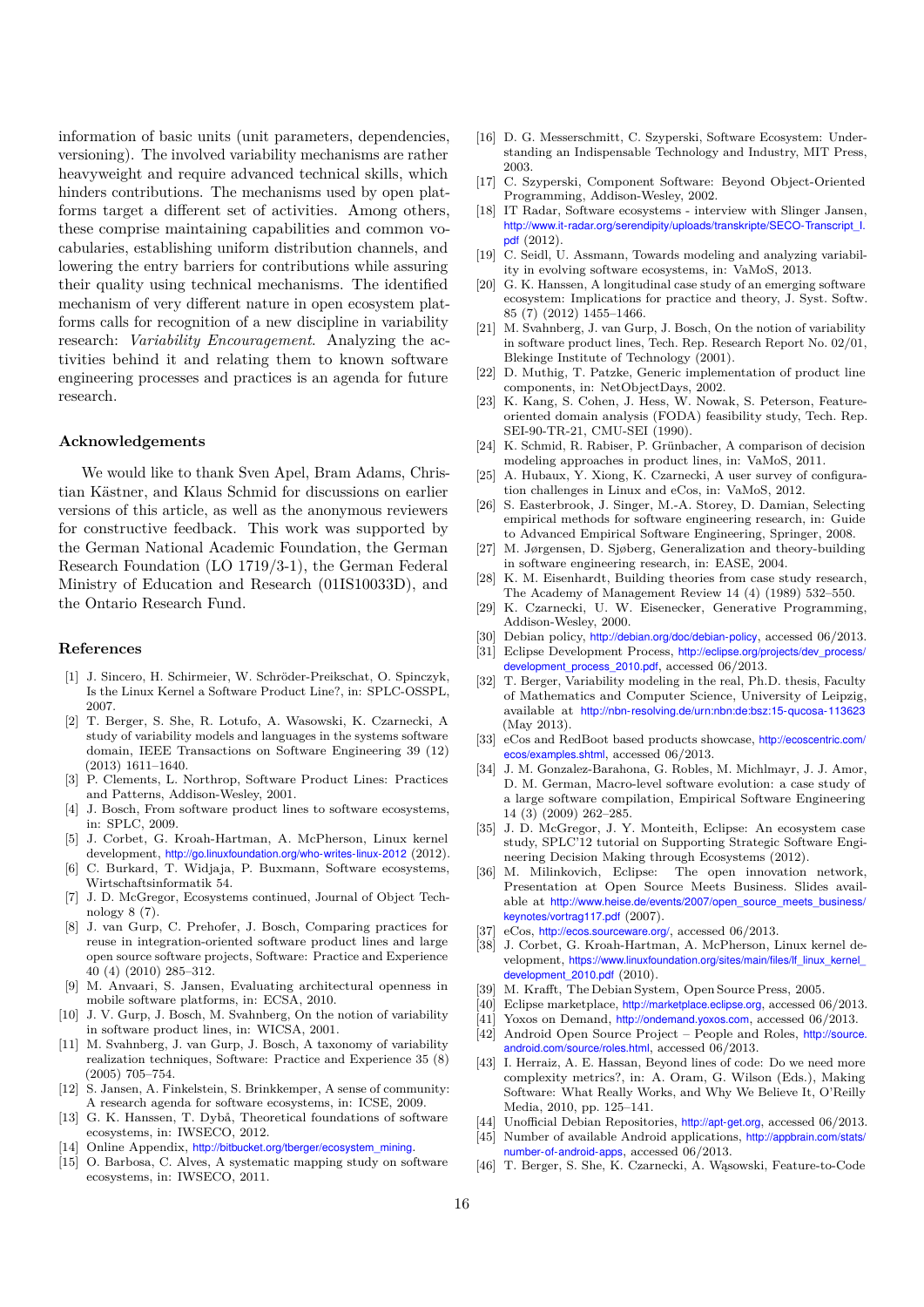information of basic units (unit parameters, dependencies, versioning). The involved variability mechanisms are rather heavyweight and require advanced technical skills, which hinders contributions. The mechanisms used by open platforms target a different set of activities. Among others, these comprise maintaining capabilities and common vocabularies, establishing uniform distribution channels, and lowering the entry barriers for contributions while assuring their quality using technical mechanisms. The identified mechanism of very different nature in open ecosystem platforms calls for recognition of a new discipline in variability research: *Variability Encouragement*. Analyzing the activities behind it and relating them to known software engineering processes and practices is an agenda for future research.

### Acknowledgements

We would like to thank Sven Apel, Bram Adams, Christian Kästner, and Klaus Schmid for discussions on earlier versions of this article, as well as the anonymous reviewers for constructive feedback. This work was supported by the German National Academic Foundation, the German Research Foundation (LO 1719/3-1), the German Federal Ministry of Education and Research (01IS10033D), and the Ontario Research Fund.

### References

[1] J. Sincero, H. Schirmeier, W. Schröder-Preikschat, O. Spinczyk, Is the Linux Kernel a Software Product Line?, in: SPLC-OSSPL, 2007.

[2] T. Berger, S. She, R. Lotufo, A. Wasowski, K. Czarnecki, A study of variability models and languages in the systems software domain, IEEE Transactions on Software Engineering 39 (12) (2013) 1611–1640.

[3] P. Clements, L. Northrop, Software Product Lines: Practices and Patterns, Addison-Wesley, 2001.

[4] J. Bosch, From software product lines to software ecosystems, in: SPLC, 2009.

[5] J. Corbet, G. Kroah-Hartman, A. McPherson, Linux kernel development, http://go.linuxfoundation.org/who-writes-linux-2012 (2012).

[6] C. Burkard, T. Widjaja, P. Buxmann, Software ecosystems, Wirtschaftsinformatik 54.

[7] J. D. McGregor, Ecosystems continued, Journal of Object Technology 8 (7).

[8] J. van Gurp, C. Prehofer, J. Bosch, Comparing practices for reuse in integration-oriented software product lines and large open source software projects, Software: Practice and Experience 40 (4) (2010) 285–312.

[9] M. Anvaari, S. Jansen, Evaluating architectural openness in mobile software platforms, in: ECSA, 2010.

[10] J. V. Gurp, J. Bosch, M. Svahnberg, On the notion of variability in software product lines, in: WICSA, 2001.

[11] M. Svahnberg, J. van Gurp, J. Bosch, A taxonomy of variability realization techniques, Software: Practice and Experience 35 (8) (2005) 705–754.

[12] S. Jansen, A. Finkelstein, S. Brinkkemper, A sense of community: A research agenda for software ecosystems, in: ICSE, 2009.

[13] G. K. Hanssen, T. Dybå, Theoretical foundations of software ecosystems, in: IWSECO, 2012.

[14] Online Appendix, http://bitbucket.org/tberger/ecosystem_mining.

[15] O. Barbosa, C. Alves, A systematic mapping study on software ecosystems, in: IWSECO, 2011.

[16] D. G. Messerschmitt, C. Szyperski, Software Ecosystem: Understanding an Indispensable Technology and Industry, MIT Press, 2003.

[17] C. Szyperski, Component Software: Beyond Object-Oriented Programming, Addison-Wesley, 2002.

[18] IT Radar, Software ecosystems - interview with Slinger Jansen, http://www.it-radar.org/serendipity/uploads/transkripte/SECO-Transcript_I.pdf (2012).

[19] C. Seidl, U. Assmann, Towards modeling and analyzing variability in evolving software ecosystems, in: VaMoS, 2013.

[20] G. K. Hanssen, A longitudinal case study of an emerging software ecosystem: Implications for practice and theory, J. Syst. Softw. 85 (7) (2012) 1455–1466.

[21] M. Svahnberg, J. van Gurp, J. Bosch, On the notion of variability in software product lines, Tech. Rep. Research Report No. 02/01, Blekinge Institute of Technology (2001).

[22] D. Muthig, T. Patzke, Generic implementation of product line components, in: NetObjectDays, 2002.

[23] K. Kang, S. Cohen, J. Hess, W. Nowak, S. Peterson, Feature-oriented domain analysis (FODA) feasibility study, Tech. Rep. SEI-90-TR-21, CMU-SEI (1990).

[24] K. Schmid, R. Rabiser, P. Grünbacher, A comparison of decision modeling approaches in product lines, in: VaMoS, 2011.

[25] A. Hubaux, Y. Xiong, K. Czarnecki, A user survey of configuration challenges in Linux and eCos, in: VaMoS, 2012.

[26] S. Easterbrook, J. Singer, M.-A. Storey, D. Damian, Selecting empirical methods for software engineering research, in: Guide to Advanced Empirical Software Engineering, Springer, 2008.

[27] M. Jørgensen, D. Sjøberg, Generalization and theory-building in software engineering research, in: EASE, 2004.

[28] K. M. Eisenhardt, Building theories from case study research, The Academy of Management Review 14 (4) (1989) 532–550.

[29] K. Czarnecki, U. W. Eisenecker, Generative Programming, Addison-Wesley, 2000.

[30] Debian policy, http://debian.org/doc/debian-policy, accessed 06/2013.

[31] Eclipse Development Process, http://eclipse.org/projects/dev_process/development_process_2010.pdf, accessed 06/2013.

[32] T. Berger, Variability modeling in the real, Ph.D. thesis, Faculty of Mathematics and Computer Science, University of Leipzig, available at http://nbn-resolving.de/urn:nbn:de:bsz:15-qucosa-113623 (May 2013).

[33] eCos and RedBoot based products showcase, http://ecoscentric.com/ecos/examples.shtml, accessed 06/2013.

[34] J. M. Gonzalez-Barahona, G. Robles, M. Michlmayr, J. J. Amor, D. M. German, Macro-level software evolution: a case study of a large software compilation, Empirical Software Engineering 14 (3) (2009) 262–285.

[35] J. D. McGregor, J. Y. Monteith, Eclipse: An ecosystem case study, SPLC'12 tutorial on Supporting Strategic Software Engineering Decision Making through Ecosystems (2012).

[36] M. Milinkovich, Eclipse: The open innovation network, Presentation at Open Source Meets Business. Slides available at http://www.heise.de/events/2007/open_source_meets_business/keynotes/vortrag117.pdf (2007).

[37] eCos, http://ecos.sourceware.org/, accessed 06/2013.

[38] J. Corbet, G. Kroah-Hartman, A. McPherson, Linux kernel development, https://www.linuxfoundation.org/sites/main/files/lf_linux_kernel_development_2010.pdf (2010).

[39] M. Krafft, The Debian System, Open Source Press, 2005.

[40] Eclipse marketplace, http://marketplace.eclipse.org, accessed 06/2013.

[41] Yoxos on Demand, http://ondemand.yoxos.com, accessed 06/2013.

[42] Android Open Source Project – People and Roles, http://source.android.com/source/roles.html, accessed 06/2013.

[43] I. Herraiz, A. E. Hassan, Beyond lines of code: Do we need more complexity metrics?, in: A. Oram, G. Wilson (Eds.), Making Software: What Really Works, and Why We Believe It, O'Reilly Media, 2010, pp. 125–141.

[44] Unofficial Debian Repositories, http://apt-get.org, accessed 06/2013.

[45] Number of available Android applications, http://appbrain.com/stats/number-of-android-apps, accessed 06/2013.

[46] T. Berger, S. She, K. Czarnecki, A. Wąsowski, Feature-to-Code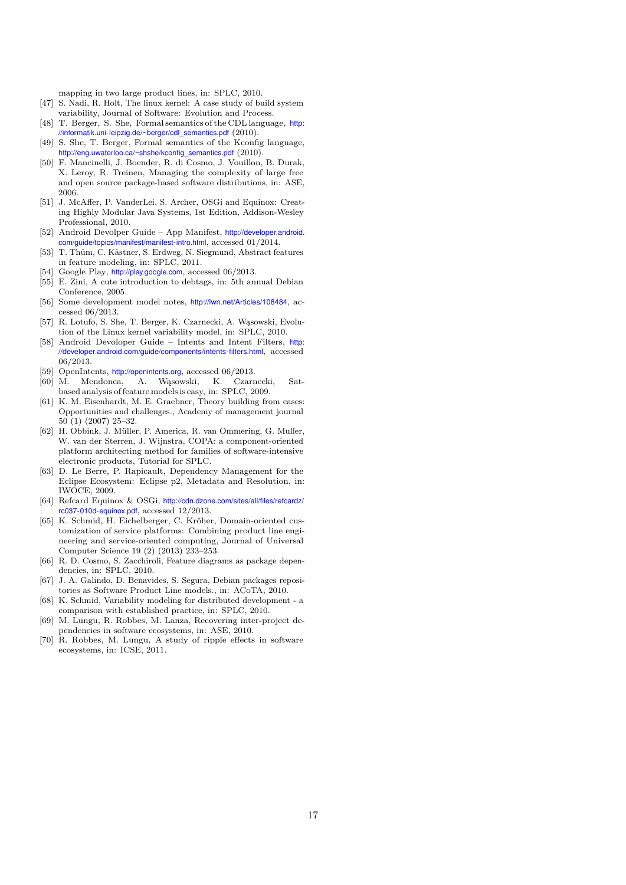mapping in two large product lines, in: SPLC, 2010.

[47] S. Nadi, R. Holt, The linux kernel: A case study of build system variability, Journal of Software: Evolution and Process.

[48] T. Berger, S. She, Formal semantics of the CDL language, http://informatik.uni-leipzig.de/~berger/cdl_semantics.pdf (2010).

[49] S. She, T. Berger, Formal semantics of the Kconfig language, http://eng.uwaterloo.ca/~shshe/kconfig_semantics.pdf (2010).

[50] F. Mancinelli, J. Boender, R. di Cosmo, J. Vouillon, B. Durak, X. Leroy, R. Treinen, Managing the complexity of large free and open source package-based software distributions, in: ASE, 2006.

[51] J. McAffer, P. VanderLei, S. Archer, OSGi and Equinox: Creating Highly Modular Java Systems, 1st Edition, Addison-Wesley Professional, 2010.

[52] Android Devolper Guide – App Manifest, http://developer.android.com/guide/topics/manifest/manifest-intro.html, accessed 01/2014.

[53] T. Thüm, C. Kästner, S. Erdweg, N. Siegmund, Abstract features in feature modeling, in: SPLC, 2011.

[54] Google Play, http://play.google.com, accessed 06/2013.

[55] E. Zini, A cute introduction to debtags, in: 5th annual Debian Conference, 2005.

[56] Some development model notes, http://lwn.net/Articles/108484, accessed 06/2013.

[57] R. Lotufo, S. She, T. Berger, K. Czarnecki, A. Wąsowski, Evolution of the Linux kernel variability model, in: SPLC, 2010.

[58] Android Devoloper Guide – Intents and Intent Filters, http://developer.android.com/guide/components/intents-filters.html, accessed 06/2013.

[59] OpenIntents, http://openintents.org, accessed 06/2013.

[60] M. Mendonca, A. Wąsowski, K. Czarnecki, Sat-based analysis of feature models is easy, in: SPLC, 2009.

[61] K. M. Eisenhardt, M. E. Graebner, Theory building from cases: Opportunities and challenges., Academy of management journal 50 (1) (2007) 25–32.

[62] H. Obbink, J. Müller, P. America, R. van Ommering, G. Muller, W. van der Sterren, J. Wijnstra, COPA: a component-oriented platform architecting method for families of software-intensive electronic products, Tutorial for SPLC.

[63] D. Le Berre, P. Rapicault, Dependency Management for the Eclipse Ecosystem: Eclipse p2, Metadata and Resolution, in: IWOCE, 2009.

[64] Refcard Equinox & OSGi, http://cdn.dzone.com/sites/all/files/refcardz/rc037-010d-equinox.pdf, accessed 12/2013.

[65] K. Schmid, H. Eichelberger, C. Kröher, Domain-oriented customization of service platforms: Combining product line engineering and service-oriented computing, Journal of Universal Computer Science 19 (2) (2013) 233–253.

[66] R. D. Cosmo, S. Zacchiroli, Feature diagrams as package dependencies, in: SPLC, 2010.

[67] J. A. Galindo, D. Benavides, S. Segura, Debian packages repositories as Software Product Line models., in: ACoTA, 2010.

[68] K. Schmid, Variability modeling for distributed development - a comparison with established practice, in: SPLC, 2010.

[69] M. Lungu, R. Robbes, M. Lanza, Recovering inter-project dependencies in software ecosystems, in: ASE, 2010.

[70] R. Robbes, M. Lungu, A study of ripple effects in software ecosystems, in: ICSE, 2011.